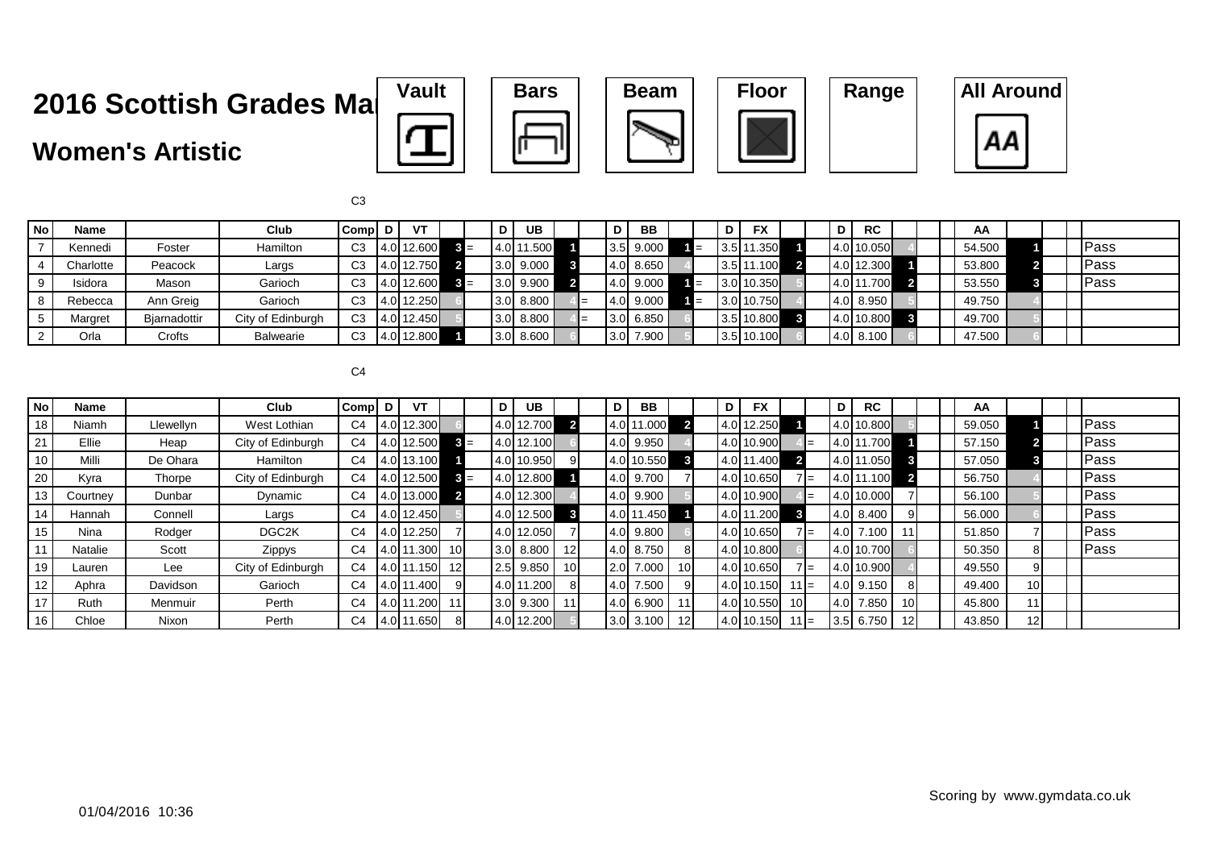# 2016 Scottish Grades Ma

## Women's Artistic

Vault | Bars | Beam | Floor | Range | All Around

C3

| No | Name | | Club | Comp | D | VT | | | D | UB | | | D | BB | | | D | FX | | | D | RC | | | AA | | |
|---|---|---|---|---|---|---|---|---|---|---|---|---|---|---|---|---|---|---|---|---|---|---|---|---|---|---|---|
| 7 | Kennedi | Foster | Hamilton | C3 | 4.0 | 12.600 | 3 | = | 4.0 | 11.500 | 1 | | 3.5 | 9.000 | 1 | = | 3.5 | 11.350 | 1 | | 4.0 | 10.050 | 4 | | 54.500 | 1 | Pass |
| 4 | Charlotte | Peacock | Largs | C3 | 4.0 | 12.750 | 2 | | 3.0 | 9.000 | 3 | | 4.0 | 8.650 | 4 | | 3.5 | 11.100 | 2 | | 4.0 | 12.300 | 1 | | 53.800 | 2 | Pass |
| 9 | Isidora | Mason | Garioch | C3 | 4.0 | 12.600 | 3 | = | 3.0 | 9.900 | 2 | | 4.0 | 9.000 | 1 | = | 3.0 | 10.350 | 5 | | 4.0 | 11.700 | 2 | | 53.550 | 3 | Pass |
| 8 | Rebecca | Ann Greig | Garioch | C3 | 4.0 | 12.250 | 6 | | 3.0 | 8.800 | 4 | = | 4.0 | 9.000 | 1 | = | 3.0 | 10.750 | 4 | | 4.0 | 8.950 | 5 | | 49.750 | 4 | |
| 5 | Margret | Bjarnadottir | City of Edinburgh | C3 | 4.0 | 12.450 | 5 | | 3.0 | 8.800 | 4 | = | 3.0 | 6.850 | 6 | | 3.5 | 10.800 | 3 | | 4.0 | 10.800 | 3 | | 49.700 | 5 | |
| 2 | Orla | Crofts | Balwearie | C3 | 4.0 | 12.800 | 1 | | 3.0 | 8.600 | 6 | | 3.0 | 7.900 | 5 | | 3.5 | 10.100 | 6 | | 4.0 | 8.100 | 6 | | 47.500 | 6 | |

C4

| No | Name | | Club | Comp | D | VT | | | D | UB | | | D | BB | | | D | FX | | | D | RC | | | AA | | |
|---|---|---|---|---|---|---|---|---|---|---|---|---|---|---|---|---|---|---|---|---|---|---|---|---|---|---|---|
| 18 | Niamh | Llewellyn | West Lothian | C4 | 4.0 | 12.300 | 6 | | 4.0 | 12.700 | 2 | | 4.0 | 11.000 | 2 | | 4.0 | 12.250 | 1 | | 4.0 | 10.800 | 5 | | 59.050 | 1 | Pass |
| 21 | Ellie | Heap | City of Edinburgh | C4 | 4.0 | 12.500 | 3 | = | 4.0 | 12.100 | 6 | | 4.0 | 9.950 | 4 | | 4.0 | 10.900 | 4 | = | 4.0 | 11.700 | 1 | | 57.150 | 2 | Pass |
| 10 | Milli | De Ohara | Hamilton | C4 | 4.0 | 13.100 | 1 | | 4.0 | 10.950 | 9 | | 4.0 | 10.550 | 3 | | 4.0 | 11.400 | 2 | | 4.0 | 11.050 | 3 | | 57.050 | 3 | Pass |
| 20 | Kyra | Thorpe | City of Edinburgh | C4 | 4.0 | 12.500 | 3 | = | 4.0 | 12.800 | 1 | | 4.0 | 9.700 | 7 | | 4.0 | 10.650 | 7 | = | 4.0 | 11.100 | 2 | | 56.750 | 4 | Pass |
| 13 | Courtney | Dunbar | Dynamic | C4 | 4.0 | 13.000 | 2 | | 4.0 | 12.300 | 4 | | 4.0 | 9.900 | 5 | | 4.0 | 10.900 | 4 | = | 4.0 | 10.000 | 7 | | 56.100 | 5 | Pass |
| 14 | Hannah | Connell | Largs | C4 | 4.0 | 12.450 | 5 | | 4.0 | 12.500 | 3 | | 4.0 | 11.450 | 1 | | 4.0 | 11.200 | 3 | | 4.0 | 8.400 | 9 | | 56.000 | 6 | Pass |
| 15 | Nina | Rodger | DGC2K | C4 | 4.0 | 12.250 | 7 | | 4.0 | 12.050 | 7 | | 4.0 | 9.800 | 6 | | 4.0 | 10.650 | 7 | = | 4.0 | 7.100 | 11 | | 51.850 | 7 | Pass |
| 11 | Natalie | Scott | Zippys | C4 | 4.0 | 11.300 | 10 | | 3.0 | 8.800 | 12 | | 4.0 | 8.750 | 8 | | 4.0 | 10.800 | 6 | | 4.0 | 10.700 | 6 | | 50.350 | 8 | Pass |
| 19 | Lauren | Lee | City of Edinburgh | C4 | 4.0 | 11.150 | 12 | | 2.5 | 9.850 | 10 | | 2.0 | 7.000 | 10 | | 4.0 | 10.650 | 7 | = | 4.0 | 10.900 | 4 | | 49.550 | 9 | |
| 12 | Aphra | Davidson | Garioch | C4 | 4.0 | 11.400 | 9 | | 4.0 | 11.200 | 8 | | 4.0 | 7.500 | 9 | | 4.0 | 10.150 | 11 | = | 4.0 | 9.150 | 8 | | 49.400 | 10 | |
| 17 | Ruth | Menmuir | Perth | C4 | 4.0 | 11.200 | 11 | | 3.0 | 9.300 | 11 | | 4.0 | 6.900 | 11 | | 4.0 | 10.550 | 10 | | 4.0 | 7.850 | 10 | | 45.800 | 11 | |
| 16 | Chloe | Nixon | Perth | C4 | 4.0 | 11.650 | 8 | | 4.0 | 12.200 | 5 | | 3.0 | 3.100 | 12 | | 4.0 | 10.150 | 11 | = | 3.5 | 6.750 | 12 | | 43.850 | 12 | |

01/04/2016 10:36

Scoring by www.gymdata.co.uk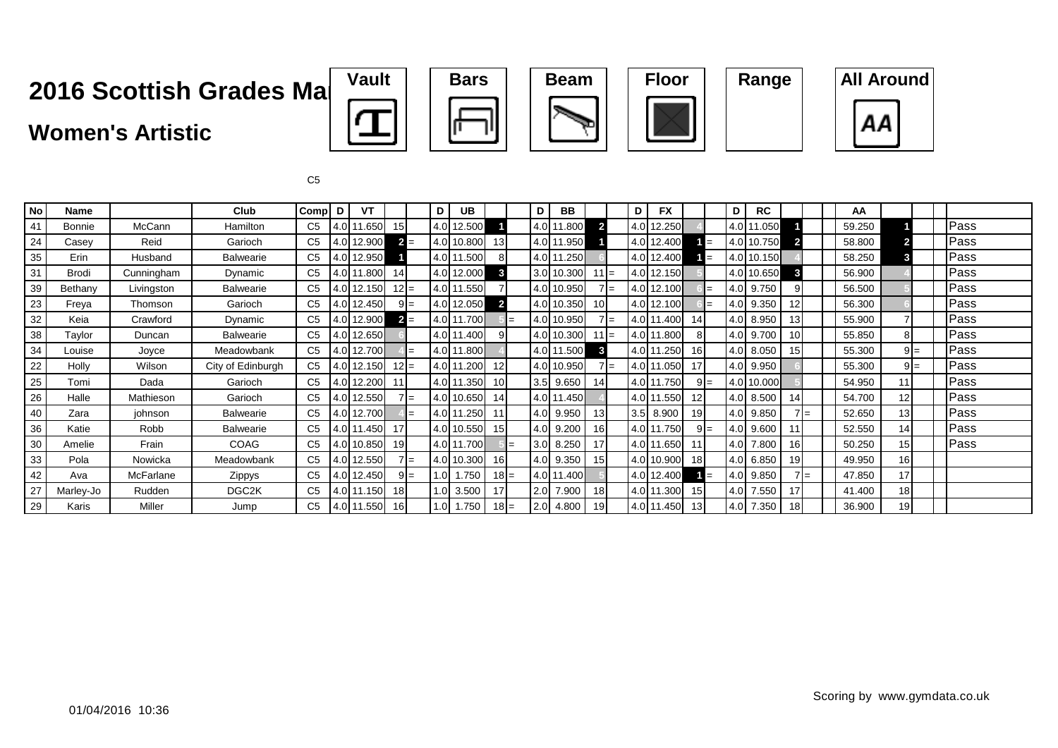# 2016 Scottish Grades Ma

## Women's Artistic

Vault | Bars | Beam | Floor | Range | All Around

C5

| No | Name | | Club | Comp | D | VT | | | D | UB | | | D | BB | | | D | FX | | | D | RC | | | AA | | | |
|---|---|---|---|---|---|---|---|---|---|---|---|---|---|---|---|---|---|---|---|---|---|---|---|---|---|---|---|---|
| 41 | Bonnie | McCann | Hamilton | C5 | 4.0 | 11.650 | 15 | | 4.0 | 12.500 | 1 | | 4.0 | 11.800 | 2 | | 4.0 | 12.250 | 4 | | 4.0 | 11.050 | 1 | | 59.250 | 1 | | Pass |
| 24 | Casey | Reid | Garioch | C5 | 4.0 | 12.900 | 2 | = | 4.0 | 10.800 | 13 | | 4.0 | 11.950 | 1 | | 4.0 | 12.400 | 1 | = | 4.0 | 10.750 | 2 | | 58.800 | 2 | | Pass |
| 35 | Erin | Husband | Balwearie | C5 | 4.0 | 12.950 | 1 | | 4.0 | 11.500 | 8 | | 4.0 | 11.250 | 6 | | 4.0 | 12.400 | 1 | = | 4.0 | 10.150 | 4 | | 58.250 | 3 | | Pass |
| 31 | Brodi | Cunningham | Dynamic | C5 | 4.0 | 11.800 | 14 | | 4.0 | 12.000 | 3 | | 3.0 | 10.300 | 11 | = | 4.0 | 12.150 | 5 | | 4.0 | 10.650 | 3 | | 56.900 | 4 | | Pass |
| 39 | Bethany | Livingston | Balwearie | C5 | 4.0 | 12.150 | 12 | = | 4.0 | 11.550 | 7 | | 4.0 | 10.950 | 7 | = | 4.0 | 12.100 | 6 | = | 4.0 | 9.750 | 9 | | 56.500 | 5 | | Pass |
| 23 | Freya | Thomson | Garioch | C5 | 4.0 | 12.450 | 9 | = | 4.0 | 12.050 | 2 | | 4.0 | 10.350 | 10 | | 4.0 | 12.100 | 6 | = | 4.0 | 9.350 | 12 | | 56.300 | 6 | | Pass |
| 32 | Keia | Crawford | Dynamic | C5 | 4.0 | 12.900 | 2 | = | 4.0 | 11.700 | 5 | = | 4.0 | 10.950 | 7 | = | 4.0 | 11.400 | 14 | | 4.0 | 8.950 | 13 | | 55.900 | 7 | | Pass |
| 38 | Taylor | Duncan | Balwearie | C5 | 4.0 | 12.650 | 6 | | 4.0 | 11.400 | 9 | | 4.0 | 10.300 | 11 | = | 4.0 | 11.800 | 8 | | 4.0 | 9.700 | 10 | | 55.850 | 8 | | Pass |
| 34 | Louise | Joyce | Meadowbank | C5 | 4.0 | 12.700 | 4 | = | 4.0 | 11.800 | 4 | | 4.0 | 11.500 | 3 | | 4.0 | 11.250 | 16 | | 4.0 | 8.050 | 15 | | 55.300 | 9 | = | Pass |
| 22 | Holly | Wilson | City of Edinburgh | C5 | 4.0 | 12.150 | 12 | = | 4.0 | 11.200 | 12 | | 4.0 | 10.950 | 7 | = | 4.0 | 11.050 | 17 | | 4.0 | 9.950 | 6 | | 55.300 | 9 | = | Pass |
| 25 | Tomi | Dada | Garioch | C5 | 4.0 | 12.200 | 11 | | 4.0 | 11.350 | 10 | | 3.5 | 9.650 | 14 | | 4.0 | 11.750 | 9 | = | 4.0 | 10.000 | 5 | | 54.950 | 11 | | Pass |
| 26 | Halle | Mathieson | Garioch | C5 | 4.0 | 12.550 | 7 | = | 4.0 | 10.650 | 14 | | 4.0 | 11.450 | 4 | | 4.0 | 11.550 | 12 | | 4.0 | 8.500 | 14 | | 54.700 | 12 | | Pass |
| 40 | Zara | johnson | Balwearie | C5 | 4.0 | 12.700 | 4 | = | 4.0 | 11.250 | 11 | | 4.0 | 9.950 | 13 | | 3.5 | 8.900 | 19 | | 4.0 | 9.850 | 7 | = | 52.650 | 13 | | Pass |
| 36 | Katie | Robb | Balwearie | C5 | 4.0 | 11.450 | 17 | | 4.0 | 10.550 | 15 | | 4.0 | 9.200 | 16 | | 4.0 | 11.750 | 9 | = | 4.0 | 9.600 | 11 | | 52.550 | 14 | | Pass |
| 30 | Amelie | Frain | COAG | C5 | 4.0 | 10.850 | 19 | | 4.0 | 11.700 | 5 | = | 3.0 | 8.250 | 17 | | 4.0 | 11.650 | 11 | | 4.0 | 7.800 | 16 | | 50.250 | 15 | | Pass |
| 33 | Pola | Nowicka | Meadowbank | C5 | 4.0 | 12.550 | 7 | = | 4.0 | 10.300 | 16 | | 4.0 | 9.350 | 15 | | 4.0 | 10.900 | 18 | | 4.0 | 6.850 | 19 | | 49.950 | 16 | | |
| 42 | Ava | McFarlane | Zippys | C5 | 4.0 | 12.450 | 9 | = | 1.0 | 1.750 | 18 | = | 4.0 | 11.400 | 5 | | 4.0 | 12.400 | 1 | = | 4.0 | 9.850 | 7 | = | 47.850 | 17 | | |
| 27 | Marley-Jo | Rudden | DGC2K | C5 | 4.0 | 11.150 | 18 | | 1.0 | 3.500 | 17 | | 2.0 | 7.900 | 18 | | 4.0 | 11.300 | 15 | | 4.0 | 7.550 | 17 | | 41.400 | 18 | | |
| 29 | Karis | Miller | Jump | C5 | 4.0 | 11.550 | 16 | | 1.0 | 1.750 | 18 | = | 2.0 | 4.800 | 19 | | 4.0 | 11.450 | 13 | | 4.0 | 7.350 | 18 | | 36.900 | 19 | | |

Scoring by www.gymdata.co.uk

01/04/2016 10:36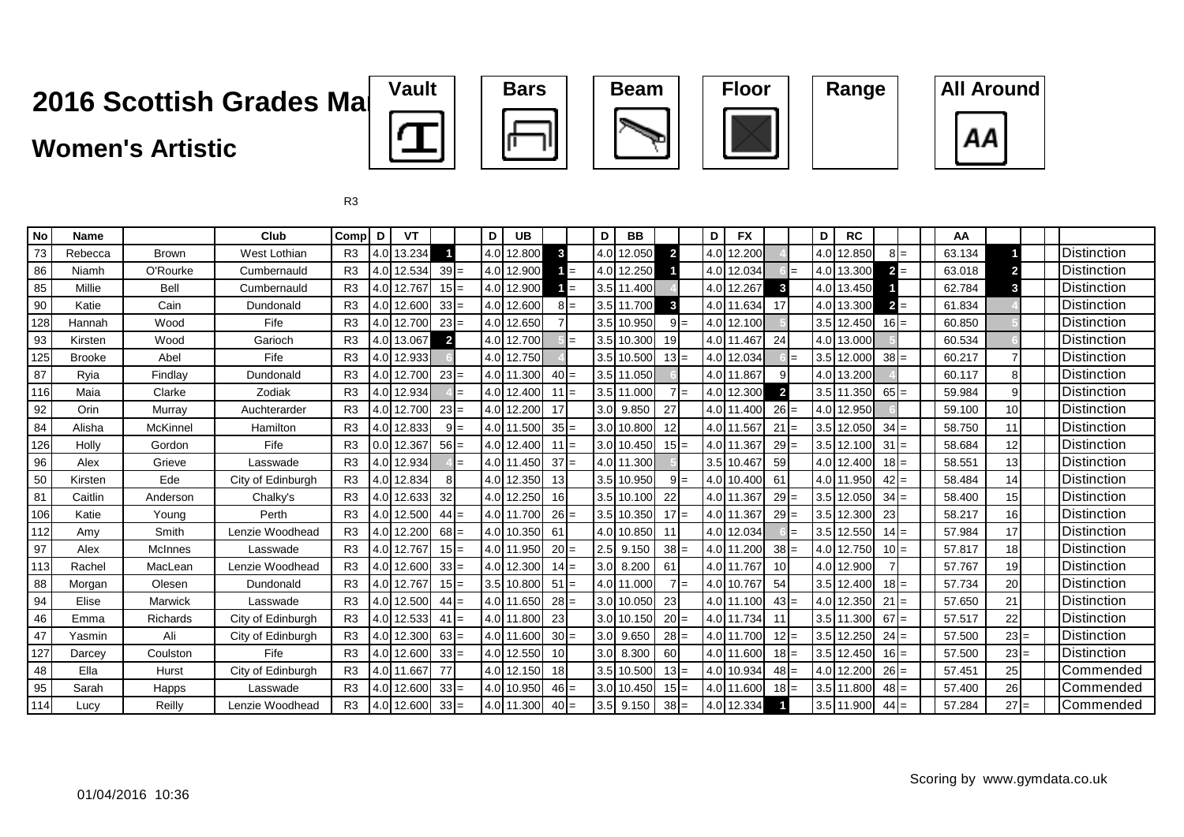# 2016 Scottish Grades Ma

## Women's Artistic

Vault | Bars | Beam | Floor | Range | All Around

R3

| No | Name | | Club | Comp | D | VT | | | D | UB | | | D | BB | | | D | FX | | | D | RC | | | AA | | | |
|---|---|---|---|---|---|---|---|---|---|---|---|---|---|---|---|---|---|---|---|---|---|---|---|---|---|---|---|---|
| 73 | Rebecca | Brown | West Lothian | R3 | 4.0 | 13.234 | 1 | | 4.0 | 12.800 | 3 | | 4.0 | 12.050 | 2 | | 4.0 | 12.200 | 4 | | 4.0 | 12.850 | 8 | = | 63.134 | 1 | | Distinction |
| 86 | Niamh | O'Rourke | Cumbernauld | R3 | 4.0 | 12.534 | 39 | = | 4.0 | 12.900 | 1 | = | 4.0 | 12.250 | 1 | | 4.0 | 12.034 | 6 | = | 4.0 | 13.300 | 2 | = | 63.018 | 2 | | Distinction |
| 85 | Millie | Bell | Cumbernauld | R3 | 4.0 | 12.767 | 15 | = | 4.0 | 12.900 | 1 | = | 3.5 | 11.400 | 4 | | 4.0 | 12.267 | 3 | | 4.0 | 13.450 | 1 | | 62.784 | 3 | | Distinction |
| 90 | Katie | Cain | Dundonald | R3 | 4.0 | 12.600 | 33 | = | 4.0 | 12.600 | 8 | = | 3.5 | 11.700 | 3 | | 4.0 | 11.634 | 17 | | 4.0 | 13.300 | 2 | = | 61.834 | 4 | | Distinction |
| 128 | Hannah | Wood | Fife | R3 | 4.0 | 12.700 | 23 | = | 4.0 | 12.650 | 7 | | 3.5 | 10.950 | 9 | = | 4.0 | 12.100 | 5 | | 3.5 | 12.450 | 16 | = | 60.850 | 5 | | Distinction |
| 93 | Kirsten | Wood | Garioch | R3 | 4.0 | 13.067 | 2 | | 4.0 | 12.700 | 5 | = | 3.5 | 10.300 | 19 | | 4.0 | 11.467 | 24 | | 4.0 | 13.000 | 5 | | 60.534 | 6 | | Distinction |
| 125 | Brooke | Abel | Fife | R3 | 4.0 | 12.933 | 6 | | 4.0 | 12.750 | 4 | | 3.5 | 10.500 | 13 | = | 4.0 | 12.034 | 6 | = | 3.5 | 12.000 | 38 | = | 60.217 | 7 | | Distinction |
| 87 | Ryia | Findlay | Dundonald | R3 | 4.0 | 12.700 | 23 | = | 4.0 | 11.300 | 40 | = | 3.5 | 11.050 | 6 | | 4.0 | 11.867 | 9 | | 4.0 | 13.200 | 4 | | 60.117 | 8 | | Distinction |
| 116 | Maia | Clarke | Zodiak | R3 | 4.0 | 12.934 | 4 | = | 4.0 | 12.400 | 11 | = | 3.5 | 11.000 | 7 | = | 4.0 | 12.300 | 2 | | 3.5 | 11.350 | 65 | = | 59.984 | 9 | | Distinction |
| 92 | Orin | Murray | Auchterarder | R3 | 4.0 | 12.700 | 23 | = | 4.0 | 12.200 | 17 | | 3.0 | 9.850 | 27 | | 4.0 | 11.400 | 26 | = | 4.0 | 12.950 | 6 | | 59.100 | 10 | | Distinction |
| 84 | Alisha | McKinnel | Hamilton | R3 | 4.0 | 12.833 | 9 | = | 4.0 | 11.500 | 35 | = | 3.0 | 10.800 | 12 | | 4.0 | 11.567 | 21 | = | 3.5 | 12.050 | 34 | = | 58.750 | 11 | | Distinction |
| 126 | Holly | Gordon | Fife | R3 | 0.0 | 12.367 | 56 | = | 4.0 | 12.400 | 11 | = | 3.0 | 10.450 | 15 | = | 4.0 | 11.367 | 29 | = | 3.5 | 12.100 | 31 | = | 58.684 | 12 | | Distinction |
| 96 | Alex | Grieve | Lasswade | R3 | 4.0 | 12.934 | 4 | = | 4.0 | 11.450 | 37 | = | 4.0 | 11.300 | 5 | | 3.5 | 10.467 | 59 | | 4.0 | 12.400 | 18 | = | 58.551 | 13 | | Distinction |
| 50 | Kirsten | Ede | City of Edinburgh | R3 | 4.0 | 12.834 | 8 | | 4.0 | 12.350 | 13 | | 3.5 | 10.950 | 9 | = | 4.0 | 10.400 | 61 | | 4.0 | 11.950 | 42 | = | 58.484 | 14 | | Distinction |
| 81 | Caitlin | Anderson | Chalky's | R3 | 4.0 | 12.633 | 32 | | 4.0 | 12.250 | 16 | | 3.5 | 10.100 | 22 | | 4.0 | 11.367 | 29 | = | 3.5 | 12.050 | 34 | = | 58.400 | 15 | | Distinction |
| 106 | Katie | Young | Perth | R3 | 4.0 | 12.500 | 44 | = | 4.0 | 11.700 | 26 | = | 3.5 | 10.350 | 17 | = | 4.0 | 11.367 | 29 | = | 3.5 | 12.300 | 23 | | 58.217 | 16 | | Distinction |
| 112 | Amy | Smith | Lenzie Woodhead | R3 | 4.0 | 12.200 | 68 | = | 4.0 | 10.350 | 61 | | 4.0 | 10.850 | 11 | | 4.0 | 12.034 | 6 | = | 3.5 | 12.550 | 14 | = | 57.984 | 17 | | Distinction |
| 97 | Alex | McInnes | Lasswade | R3 | 4.0 | 12.767 | 15 | = | 4.0 | 11.950 | 20 | = | 2.5 | 9.150 | 38 | = | 4.0 | 11.200 | 38 | = | 4.0 | 12.750 | 10 | = | 57.817 | 18 | | Distinction |
| 113 | Rachel | MacLean | Lenzie Woodhead | R3 | 4.0 | 12.600 | 33 | = | 4.0 | 12.300 | 14 | = | 3.0 | 8.200 | 61 | | 4.0 | 11.767 | 10 | | 4.0 | 12.900 | 7 | | 57.767 | 19 | | Distinction |
| 88 | Morgan | Olesen | Dundonald | R3 | 4.0 | 12.767 | 15 | = | 3.5 | 10.800 | 51 | = | 4.0 | 11.000 | 7 | = | 4.0 | 10.767 | 54 | | 3.5 | 12.400 | 18 | = | 57.734 | 20 | | Distinction |
| 94 | Elise | Marwick | Lasswade | R3 | 4.0 | 12.500 | 44 | = | 4.0 | 11.650 | 28 | = | 3.0 | 10.050 | 23 | | 4.0 | 11.100 | 43 | = | 4.0 | 12.350 | 21 | = | 57.650 | 21 | | Distinction |
| 46 | Emma | Richards | City of Edinburgh | R3 | 4.0 | 12.533 | 41 | = | 4.0 | 11.800 | 23 | | 3.0 | 10.150 | 20 | = | 4.0 | 11.734 | 11 | | 3.5 | 11.300 | 67 | = | 57.517 | 22 | | Distinction |
| 47 | Yasmin | Ali | City of Edinburgh | R3 | 4.0 | 12.300 | 63 | = | 4.0 | 11.600 | 30 | = | 3.0 | 9.650 | 28 | = | 4.0 | 11.700 | 12 | = | 3.5 | 12.250 | 24 | = | 57.500 | 23 | = | Distinction |
| 127 | Darcey | Coulston | Fife | R3 | 4.0 | 12.600 | 33 | = | 4.0 | 12.550 | 10 | | 3.0 | 8.300 | 60 | | 4.0 | 11.600 | 18 | = | 3.5 | 12.450 | 16 | = | 57.500 | 23 | = | Distinction |
| 48 | Ella | Hurst | City of Edinburgh | R3 | 4.0 | 11.667 | 77 | | 4.0 | 12.150 | 18 | | 3.5 | 10.500 | 13 | = | 4.0 | 10.934 | 48 | = | 4.0 | 12.200 | 26 | = | 57.451 | 25 | | Commended |
| 95 | Sarah | Happs | Lasswade | R3 | 4.0 | 12.600 | 33 | = | 4.0 | 10.950 | 46 | = | 3.0 | 10.450 | 15 | = | 4.0 | 11.600 | 18 | = | 3.5 | 11.800 | 48 | = | 57.400 | 26 | | Commended |
| 114 | Lucy | Reilly | Lenzie Woodhead | R3 | 4.0 | 12.600 | 33 | = | 4.0 | 11.300 | 40 | = | 3.5 | 9.150 | 38 | = | 4.0 | 12.334 | 1 | | 3.5 | 11.900 | 44 | = | 57.284 | 27 | = | Commended |

01/04/2016 10:36

Scoring by www.gymdata.co.uk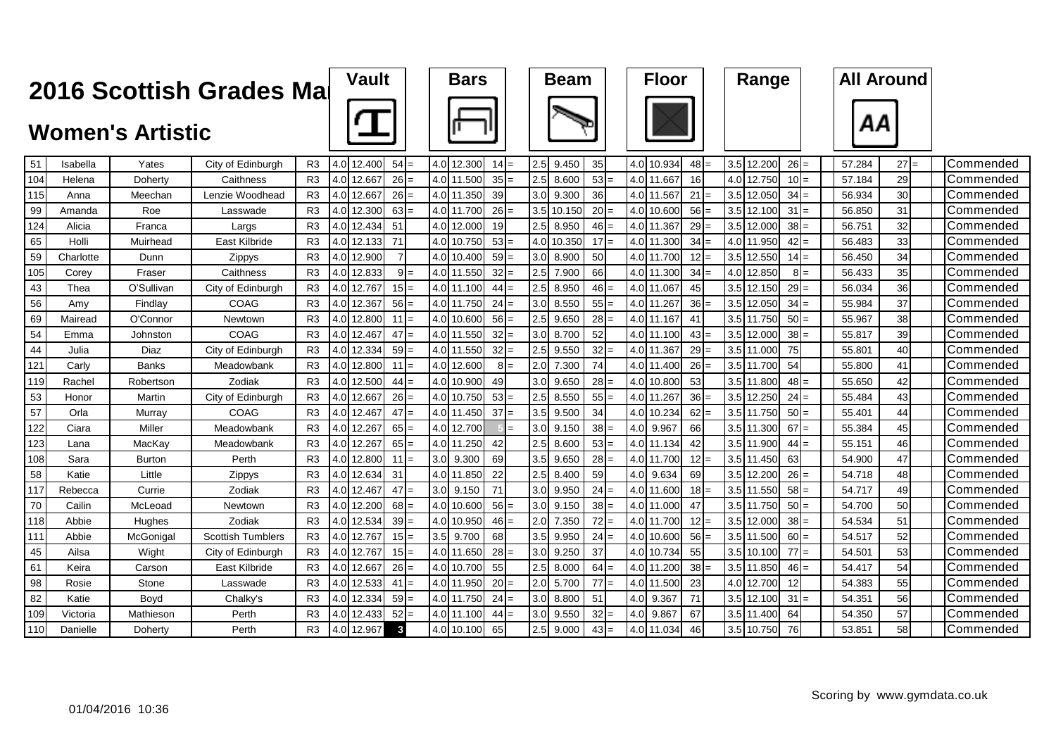# 2016 Scottish Grades Ma

## Women's Artistic

| No. | First Name | Surname | Club | Level | Vault D | Vault Score | Vault Rank | | Bars D | Bars Score | Bars Rank | | Beam D | Beam Score | Beam Rank | | Floor D | Floor Score | Floor Rank | | Range D | Range Score | Range Rank | | All Around | AA Rank | | Award |
|---|---|---|---|---|---|---|---|---|---|---|---|---|---|---|---|---|---|---|---|---|---|---|---|---|---|---|---|---|
| 51 | Isabella | Yates | City of Edinburgh | R3 | 4.0 | 12.400 | 54 | = | 4.0 | 12.300 | 14 | = | 2.5 | 9.450 | 35 | | 4.0 | 10.934 | 48 | = | 3.5 | 12.200 | 26 | = | 57.284 | 27 | = | Commended |
| 104 | Helena | Doherty | Caithness | R3 | 4.0 | 12.667 | 26 | = | 4.0 | 11.500 | 35 | = | 2.5 | 8.600 | 53 | = | 4.0 | 11.667 | 16 | | 4.0 | 12.750 | 10 | = | 57.184 | 29 | | Commended |
| 115 | Anna | Meechan | Lenzie Woodhead | R3 | 4.0 | 12.667 | 26 | = | 4.0 | 11.350 | 39 | | 3.0 | 9.300 | 36 | | 4.0 | 11.567 | 21 | = | 3.5 | 12.050 | 34 | = | 56.934 | 30 | | Commended |
| 99 | Amanda | Roe | Lasswade | R3 | 4.0 | 12.300 | 63 | = | 4.0 | 11.700 | 26 | = | 3.5 | 10.150 | 20 | = | 4.0 | 10.600 | 56 | = | 3.5 | 12.100 | 31 | = | 56.850 | 31 | | Commended |
| 124 | Alicia | Franca | Largs | R3 | 4.0 | 12.434 | 51 | | 4.0 | 12.000 | 19 | | 2.5 | 8.950 | 46 | = | 4.0 | 11.367 | 29 | = | 3.5 | 12.000 | 38 | = | 56.751 | 32 | | Commended |
| 65 | Holli | Muirhead | East Kilbride | R3 | 4.0 | 12.133 | 71 | | 4.0 | 10.750 | 53 | = | 4.0 | 10.350 | 17 | = | 4.0 | 11.300 | 34 | = | 4.0 | 11.950 | 42 | = | 56.483 | 33 | | Commended |
| 59 | Charlotte | Dunn | Zippys | R3 | 4.0 | 12.900 | 7 | | 4.0 | 10.400 | 59 | = | 3.0 | 8.900 | 50 | | 4.0 | 11.700 | 12 | = | 3.5 | 12.550 | 14 | = | 56.450 | 34 | | Commended |
| 105 | Corey | Fraser | Caithness | R3 | 4.0 | 12.833 | 9 | = | 4.0 | 11.550 | 32 | = | 2.5 | 7.900 | 66 | | 4.0 | 11.300 | 34 | = | 4.0 | 12.850 | 8 | = | 56.433 | 35 | | Commended |
| 43 | Thea | O'Sullivan | City of Edinburgh | R3 | 4.0 | 12.767 | 15 | = | 4.0 | 11.100 | 44 | = | 2.5 | 8.950 | 46 | = | 4.0 | 11.067 | 45 | | 3.5 | 12.150 | 29 | = | 56.034 | 36 | | Commended |
| 56 | Amy | Findlay | COAG | R3 | 4.0 | 12.367 | 56 | = | 4.0 | 11.750 | 24 | = | 3.0 | 8.550 | 55 | = | 4.0 | 11.267 | 36 | = | 3.5 | 12.050 | 34 | = | 55.984 | 37 | | Commended |
| 69 | Mairead | O'Connor | Newtown | R3 | 4.0 | 12.800 | 11 | = | 4.0 | 10.600 | 56 | = | 2.5 | 9.650 | 28 | = | 4.0 | 11.167 | 41 | | 3.5 | 11.750 | 50 | = | 55.967 | 38 | | Commended |
| 54 | Emma | Johnston | COAG | R3 | 4.0 | 12.467 | 47 | = | 4.0 | 11.550 | 32 | = | 3.0 | 8.700 | 52 | | 4.0 | 11.100 | 43 | = | 3.5 | 12.000 | 38 | = | 55.817 | 39 | | Commended |
| 44 | Julia | Diaz | City of Edinburgh | R3 | 4.0 | 12.334 | 59 | = | 4.0 | 11.550 | 32 | = | 2.5 | 9.550 | 32 | = | 4.0 | 11.367 | 29 | = | 3.5 | 11.000 | 75 | | 55.801 | 40 | | Commended |
| 121 | Carly | Banks | Meadowbank | R3 | 4.0 | 12.800 | 11 | = | 4.0 | 12.600 | 8 | = | 2.0 | 7.300 | 74 | | 4.0 | 11.400 | 26 | = | 3.5 | 11.700 | 54 | | 55.800 | 41 | | Commended |
| 119 | Rachel | Robertson | Zodiak | R3 | 4.0 | 12.500 | 44 | = | 4.0 | 10.900 | 49 | | 3.0 | 9.650 | 28 | = | 4.0 | 10.800 | 53 | | 3.5 | 11.800 | 48 | = | 55.650 | 42 | | Commended |
| 53 | Honor | Martin | City of Edinburgh | R3 | 4.0 | 12.667 | 26 | = | 4.0 | 10.750 | 53 | = | 2.5 | 8.550 | 55 | = | 4.0 | 11.267 | 36 | = | 3.5 | 12.250 | 24 | = | 55.484 | 43 | | Commended |
| 57 | Orla | Murray | COAG | R3 | 4.0 | 12.467 | 47 | = | 4.0 | 11.450 | 37 | = | 3.5 | 9.500 | 34 | | 4.0 | 10.234 | 62 | = | 3.5 | 11.750 | 50 | = | 55.401 | 44 | | Commended |
| 122 | Ciara | Miller | Meadowbank | R3 | 4.0 | 12.267 | 65 | = | 4.0 | 12.700 | 5 | = | 3.0 | 9.150 | 38 | = | 4.0 | 9.967 | 66 | | 3.5 | 11.300 | 67 | = | 55.384 | 45 | | Commended |
| 123 | Lana | MacKay | Meadowbank | R3 | 4.0 | 12.267 | 65 | = | 4.0 | 11.250 | 42 | | 2.5 | 8.600 | 53 | = | 4.0 | 11.134 | 42 | | 3.5 | 11.900 | 44 | = | 55.151 | 46 | | Commended |
| 108 | Sara | Burton | Perth | R3 | 4.0 | 12.800 | 11 | = | 3.0 | 9.300 | 69 | | 3.5 | 9.650 | 28 | = | 4.0 | 11.700 | 12 | = | 3.5 | 11.450 | 63 | | 54.900 | 47 | | Commended |
| 58 | Katie | Little | Zippys | R3 | 4.0 | 12.634 | 31 | | 4.0 | 11.850 | 22 | | 2.5 | 8.400 | 59 | | 4.0 | 9.634 | 69 | | 3.5 | 12.200 | 26 | = | 54.718 | 48 | | Commended |
| 117 | Rebecca | Currie | Zodiak | R3 | 4.0 | 12.467 | 47 | = | 3.0 | 9.150 | 71 | | 3.0 | 9.950 | 24 | = | 4.0 | 11.600 | 18 | = | 3.5 | 11.550 | 58 | = | 54.717 | 49 | | Commended |
| 70 | Cailin | McLeoad | Newtown | R3 | 4.0 | 12.200 | 68 | = | 4.0 | 10.600 | 56 | = | 3.0 | 9.150 | 38 | = | 4.0 | 11.000 | 47 | | 3.5 | 11.750 | 50 | = | 54.700 | 50 | | Commended |
| 118 | Abbie | Hughes | Zodiak | R3 | 4.0 | 12.534 | 39 | = | 4.0 | 10.950 | 46 | = | 2.0 | 7.350 | 72 | = | 4.0 | 11.700 | 12 | = | 3.5 | 12.000 | 38 | = | 54.534 | 51 | | Commended |
| 111 | Abbie | McGonigal | Scottish Tumblers | R3 | 4.0 | 12.767 | 15 | = | 3.5 | 9.700 | 68 | | 3.5 | 9.950 | 24 | = | 4.0 | 10.600 | 56 | = | 3.5 | 11.500 | 60 | = | 54.517 | 52 | | Commended |
| 45 | Ailsa | Wight | City of Edinburgh | R3 | 4.0 | 12.767 | 15 | = | 4.0 | 11.650 | 28 | = | 3.0 | 9.250 | 37 | | 4.0 | 10.734 | 55 | | 3.5 | 10.100 | 77 | = | 54.501 | 53 | | Commended |
| 61 | Keira | Carson | East Kilbride | R3 | 4.0 | 12.667 | 26 | = | 4.0 | 10.700 | 55 | | 2.5 | 8.000 | 64 | = | 4.0 | 11.200 | 38 | = | 3.5 | 11.850 | 46 | = | 54.417 | 54 | | Commended |
| 98 | Rosie | Stone | Lasswade | R3 | 4.0 | 12.533 | 41 | = | 4.0 | 11.950 | 20 | = | 2.0 | 5.700 | 77 | = | 4.0 | 11.500 | 23 | | 4.0 | 12.700 | 12 | | 54.383 | 55 | | Commended |
| 82 | Katie | Boyd | Chalky's | R3 | 4.0 | 12.334 | 59 | = | 4.0 | 11.750 | 24 | = | 3.0 | 8.800 | 51 | | 4.0 | 9.367 | 71 | | 3.5 | 12.100 | 31 | = | 54.351 | 56 | | Commended |
| 109 | Victoria | Mathieson | Perth | R3 | 4.0 | 12.433 | 52 | = | 4.0 | 11.100 | 44 | = | 3.0 | 9.550 | 32 | = | 4.0 | 9.867 | 67 | | 3.5 | 11.400 | 64 | | 54.350 | 57 | | Commended |
| 110 | Danielle | Doherty | Perth | R3 | 4.0 | 12.967 | 3 | | 4.0 | 10.100 | 65 | | 2.5 | 9.000 | 43 | = | 4.0 | 11.034 | 46 | | 3.5 | 10.750 | 76 | | 53.851 | 58 | | Commended |

01/04/2016 10:36

Scoring by www.gymdata.co.uk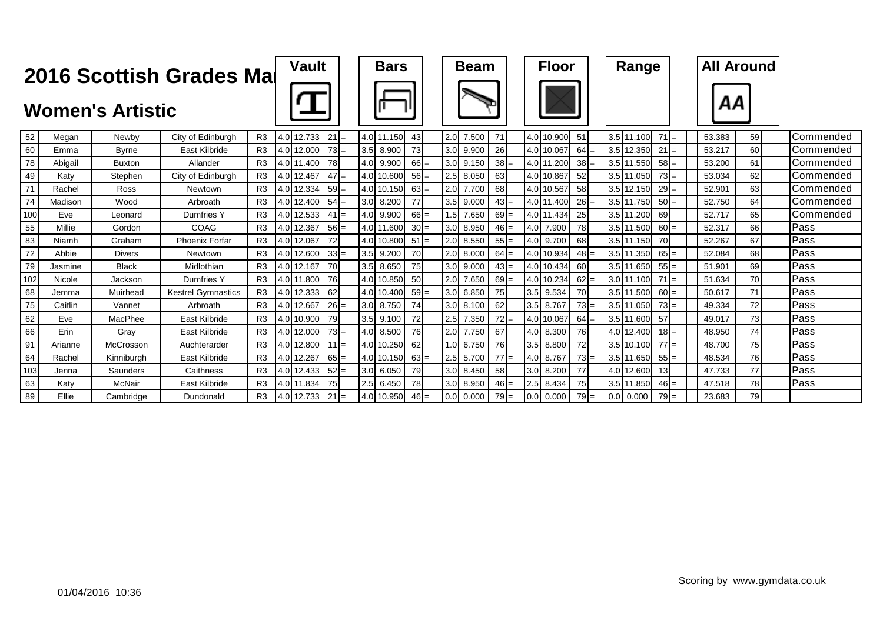# 2016 Scottish Grades Ma

## Women's Artistic

| No. | First Name | Surname | Club | Grade | Vault D | Vault Score | Vault Rank | | Bars D | Bars Score | Bars Rank | | Beam D | Beam Score | Beam Rank | | Floor D | Floor Score | Floor Rank | | Range D | Range Score | Range Rank | | All Around | AA Rank | Award |
|---|---|---|---|---|---|---|---|---|---|---|---|---|---|---|---|---|---|---|---|---|---|---|---|---|---|---|---|
| 52 | Megan | Newby | City of Edinburgh | R3 | 4.0 | 12.733 | 21 | = | 4.0 | 11.150 | 43 | | 2.0 | 7.500 | 71 | | 4.0 | 10.900 | 51 | | 3.5 | 11.100 | 71 | = | 53.383 | 59 | Commended |
| 60 | Emma | Byrne | East Kilbride | R3 | 4.0 | 12.000 | 73 | = | 3.5 | 8.900 | 73 | | 3.0 | 9.900 | 26 | | 4.0 | 10.067 | 64 | = | 3.5 | 12.350 | 21 | = | 53.217 | 60 | Commended |
| 78 | Abigail | Buxton | Allander | R3 | 4.0 | 11.400 | 78 | | 4.0 | 9.900 | 66 | = | 3.0 | 9.150 | 38 | = | 4.0 | 11.200 | 38 | = | 3.5 | 11.550 | 58 | = | 53.200 | 61 | Commended |
| 49 | Katy | Stephen | City of Edinburgh | R3 | 4.0 | 12.467 | 47 | = | 4.0 | 10.600 | 56 | = | 2.5 | 8.050 | 63 | | 4.0 | 10.867 | 52 | | 3.5 | 11.050 | 73 | = | 53.034 | 62 | Commended |
| 71 | Rachel | Ross | Newtown | R3 | 4.0 | 12.334 | 59 | = | 4.0 | 10.150 | 63 | = | 2.0 | 7.700 | 68 | | 4.0 | 10.567 | 58 | | 3.5 | 12.150 | 29 | = | 52.901 | 63 | Commended |
| 74 | Madison | Wood | Arbroath | R3 | 4.0 | 12.400 | 54 | = | 3.0 | 8.200 | 77 | | 3.5 | 9.000 | 43 | = | 4.0 | 11.400 | 26 | = | 3.5 | 11.750 | 50 | = | 52.750 | 64 | Commended |
| 100 | Eve | Leonard | Dumfries Y | R3 | 4.0 | 12.533 | 41 | = | 4.0 | 9.900 | 66 | = | 1.5 | 7.650 | 69 | = | 4.0 | 11.434 | 25 | | 3.5 | 11.200 | 69 | | 52.717 | 65 | Commended |
| 55 | Millie | Gordon | COAG | R3 | 4.0 | 12.367 | 56 | = | 4.0 | 11.600 | 30 | = | 3.0 | 8.950 | 46 | = | 4.0 | 7.900 | 78 | | 3.5 | 11.500 | 60 | = | 52.317 | 66 | Pass |
| 83 | Niamh | Graham | Phoenix Forfar | R3 | 4.0 | 12.067 | 72 | | 4.0 | 10.800 | 51 | = | 2.0 | 8.550 | 55 | = | 4.0 | 9.700 | 68 | | 3.5 | 11.150 | 70 | | 52.267 | 67 | Pass |
| 72 | Abbie | Divers | Newtown | R3 | 4.0 | 12.600 | 33 | = | 3.5 | 9.200 | 70 | | 2.0 | 8.000 | 64 | = | 4.0 | 10.934 | 48 | = | 3.5 | 11.350 | 65 | = | 52.084 | 68 | Pass |
| 79 | Jasmine | Black | Midlothian | R3 | 4.0 | 12.167 | 70 | | 3.5 | 8.650 | 75 | | 3.0 | 9.000 | 43 | = | 4.0 | 10.434 | 60 | | 3.5 | 11.650 | 55 | = | 51.901 | 69 | Pass |
| 102 | Nicole | Jackson | Dumfries Y | R3 | 4.0 | 11.800 | 76 | | 4.0 | 10.850 | 50 | | 2.0 | 7.650 | 69 | = | 4.0 | 10.234 | 62 | = | 3.0 | 11.100 | 71 | = | 51.634 | 70 | Pass |
| 68 | Jemma | Muirhead | Kestrel Gymnastics | R3 | 4.0 | 12.333 | 62 | | 4.0 | 10.400 | 59 | = | 3.0 | 6.850 | 75 | | 3.5 | 9.534 | 70 | | 3.5 | 11.500 | 60 | = | 50.617 | 71 | Pass |
| 75 | Caitlin | Vannet | Arbroath | R3 | 4.0 | 12.667 | 26 | = | 3.0 | 8.750 | 74 | | 3.0 | 8.100 | 62 | | 3.5 | 8.767 | 73 | = | 3.5 | 11.050 | 73 | = | 49.334 | 72 | Pass |
| 62 | Eve | MacPhee | East Kilbride | R3 | 4.0 | 10.900 | 79 | | 3.5 | 9.100 | 72 | | 2.5 | 7.350 | 72 | = | 4.0 | 10.067 | 64 | = | 3.5 | 11.600 | 57 | | 49.017 | 73 | Pass |
| 66 | Erin | Gray | East Kilbride | R3 | 4.0 | 12.000 | 73 | = | 4.0 | 8.500 | 76 | | 2.0 | 7.750 | 67 | | 4.0 | 8.300 | 76 | | 4.0 | 12.400 | 18 | = | 48.950 | 74 | Pass |
| 91 | Arianne | McCrosson | Auchterarder | R3 | 4.0 | 12.800 | 11 | = | 4.0 | 10.250 | 62 | | 1.0 | 6.750 | 76 | | 3.5 | 8.800 | 72 | | 3.5 | 10.100 | 77 | = | 48.700 | 75 | Pass |
| 64 | Rachel | Kinniburgh | East Kilbride | R3 | 4.0 | 12.267 | 65 | = | 4.0 | 10.150 | 63 | = | 2.5 | 5.700 | 77 | = | 4.0 | 8.767 | 73 | = | 3.5 | 11.650 | 55 | = | 48.534 | 76 | Pass |
| 103 | Jenna | Saunders | Caithness | R3 | 4.0 | 12.433 | 52 | = | 3.0 | 6.050 | 79 | | 3.0 | 8.450 | 58 | | 3.0 | 8.200 | 77 | | 4.0 | 12.600 | 13 | | 47.733 | 77 | Pass |
| 63 | Katy | McNair | East Kilbride | R3 | 4.0 | 11.834 | 75 | | 2.5 | 6.450 | 78 | | 3.0 | 8.950 | 46 | = | 2.5 | 8.434 | 75 | | 3.5 | 11.850 | 46 | = | 47.518 | 78 | Pass |
| 89 | Ellie | Cambridge | Dundonald | R3 | 4.0 | 12.733 | 21 | = | 4.0 | 10.950 | 46 | = | 0.0 | 0.000 | 79 | = | 0.0 | 0.000 | 79 | = | 0.0 | 0.000 | 79 | = | 23.683 | 79 | |

01/04/2016 10:36

Scoring by www.gymdata.co.uk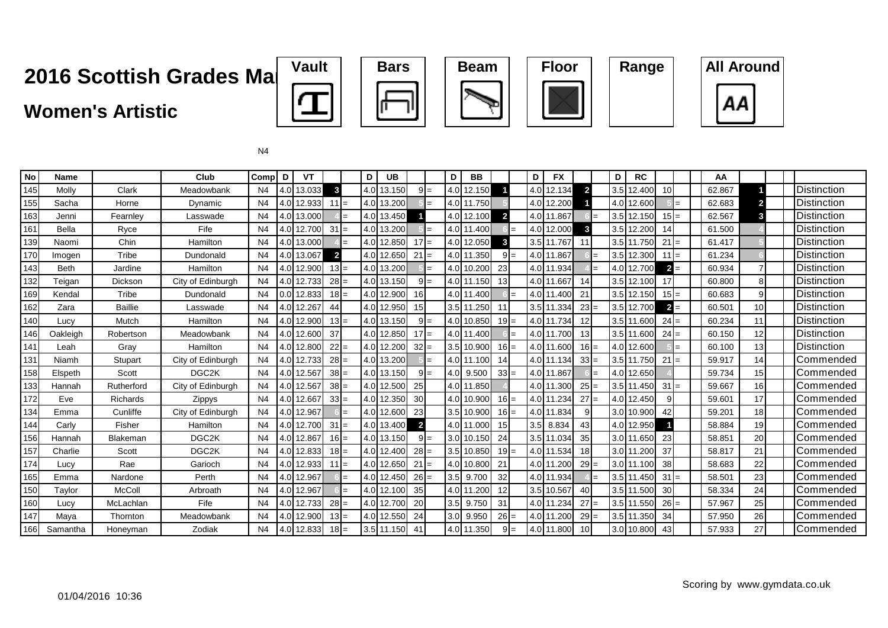# 2016 Scottish Grades Ma

## Women's Artistic

Vault | Bars | Beam | Floor | Range | All Around

N4

| No | Name | | Club | Comp | D | VT | | | D | UB | | | D | BB | | | D | FX | | | D | RC | | | AA | | |
|---|---|---|---|---|---|---|---|---|---|---|---|---|---|---|---|---|---|---|---|---|---|---|---|---|---|---|---|
| 145 | Molly | Clark | Meadowbank | N4 | 4.0 | 13.033 | 3 | | 4.0 | 13.150 | 9 | = | 4.0 | 12.150 | 1 | | 4.0 | 12.134 | 2 | | 3.5 | 12.400 | 10 | | 62.867 | 1 | Distinction |
| 155 | Sacha | Horne | Dynamic | N4 | 4.0 | 12.933 | 11 | = | 4.0 | 13.200 | 5 | = | 4.0 | 11.750 | 5 | | 4.0 | 12.200 | 1 | | 4.0 | 12.600 | 5 | = | 62.683 | 2 | Distinction |
| 163 | Jenni | Fearnley | Lasswade | N4 | 4.0 | 13.000 | 4 | = | 4.0 | 13.450 | 1 | | 4.0 | 12.100 | 2 | | 4.0 | 11.867 | 6 | = | 3.5 | 12.150 | 15 | = | 62.567 | 3 | Distinction |
| 161 | Bella | Ryce | Fife | N4 | 4.0 | 12.700 | 31 | = | 4.0 | 13.200 | 5 | = | 4.0 | 11.400 | 6 | = | 4.0 | 12.000 | 3 | | 3.5 | 12.200 | 14 | | 61.500 | 4 | Distinction |
| 139 | Naomi | Chin | Hamilton | N4 | 4.0 | 13.000 | 4 | = | 4.0 | 12.850 | 17 | = | 4.0 | 12.050 | 3 | | 3.5 | 11.767 | 11 | | 3.5 | 11.750 | 21 | = | 61.417 | 5 | Distinction |
| 170 | Imogen | Tribe | Dundonald | N4 | 4.0 | 13.067 | 2 | | 4.0 | 12.650 | 21 | = | 4.0 | 11.350 | 9 | = | 4.0 | 11.867 | 6 | = | 3.5 | 12.300 | 11 | = | 61.234 | 6 | Distinction |
| 143 | Beth | Jardine | Hamilton | N4 | 4.0 | 12.900 | 13 | = | 4.0 | 13.200 | 5 | = | 4.0 | 10.200 | 23 | | 4.0 | 11.934 | 4 | = | 4.0 | 12.700 | 2 | = | 60.934 | 7 | Distinction |
| 132 | Teigan | Dickson | City of Edinburgh | N4 | 4.0 | 12.733 | 28 | = | 4.0 | 13.150 | 9 | = | 4.0 | 11.150 | 13 | | 4.0 | 11.667 | 14 | | 3.5 | 12.100 | 17 | | 60.800 | 8 | Distinction |
| 169 | Kendal | Tribe | Dundonald | N4 | 0.0 | 12.833 | 18 | = | 4.0 | 12.900 | 16 | | 4.0 | 11.400 | 6 | = | 4.0 | 11.400 | 21 | | 3.5 | 12.150 | 15 | = | 60.683 | 9 | Distinction |
| 162 | Zara | Baillie | Lasswade | N4 | 4.0 | 12.267 | 44 | | 4.0 | 12.950 | 15 | | 3.5 | 11.250 | 11 | | 3.5 | 11.334 | 23 | = | 3.5 | 12.700 | 2 | = | 60.501 | 10 | Distinction |
| 140 | Lucy | Mutch | Hamilton | N4 | 4.0 | 12.900 | 13 | = | 4.0 | 13.150 | 9 | = | 4.0 | 10.850 | 19 | = | 4.0 | 11.734 | 12 | | 3.5 | 11.600 | 24 | = | 60.234 | 11 | Distinction |
| 146 | Oakleigh | Robertson | Meadowbank | N4 | 4.0 | 12.600 | 37 | | 4.0 | 12.850 | 17 | = | 4.0 | 11.400 | 6 | = | 4.0 | 11.700 | 13 | | 3.5 | 11.600 | 24 | = | 60.150 | 12 | Distinction |
| 141 | Leah | Gray | Hamilton | N4 | 4.0 | 12.800 | 22 | = | 4.0 | 12.200 | 32 | = | 3.5 | 10.900 | 16 | = | 4.0 | 11.600 | 16 | = | 4.0 | 12.600 | 5 | = | 60.100 | 13 | Distinction |
| 131 | Niamh | Stupart | City of Edinburgh | N4 | 4.0 | 12.733 | 28 | = | 4.0 | 13.200 | 5 | = | 4.0 | 11.100 | 14 | | 4.0 | 11.134 | 33 | = | 3.5 | 11.750 | 21 | = | 59.917 | 14 | Commended |
| 158 | Elspeth | Scott | DGC2K | N4 | 4.0 | 12.567 | 38 | = | 4.0 | 13.150 | 9 | = | 4.0 | 9.500 | 33 | = | 4.0 | 11.867 | 6 | = | 4.0 | 12.650 | 4 | | 59.734 | 15 | Commended |
| 133 | Hannah | Rutherford | City of Edinburgh | N4 | 4.0 | 12.567 | 38 | = | 4.0 | 12.500 | 25 | | 4.0 | 11.850 | 4 | | 4.0 | 11.300 | 25 | = | 3.5 | 11.450 | 31 | = | 59.667 | 16 | Commended |
| 172 | Eve | Richards | Zippys | N4 | 4.0 | 12.667 | 33 | = | 4.0 | 12.350 | 30 | | 4.0 | 10.900 | 16 | = | 4.0 | 11.234 | 27 | = | 4.0 | 12.450 | 9 | | 59.601 | 17 | Commended |
| 134 | Emma | Cunliffe | City of Edinburgh | N4 | 4.0 | 12.967 | 6 | = | 4.0 | 12.600 | 23 | | 3.5 | 10.900 | 16 | = | 4.0 | 11.834 | 9 | | 3.0 | 10.900 | 42 | | 59.201 | 18 | Commended |
| 144 | Carly | Fisher | Hamilton | N4 | 4.0 | 12.700 | 31 | = | 4.0 | 13.400 | 2 | | 4.0 | 11.000 | 15 | | 3.5 | 8.834 | 43 | | 4.0 | 12.950 | 1 | | 58.884 | 19 | Commended |
| 156 | Hannah | Blakeman | DGC2K | N4 | 4.0 | 12.867 | 16 | = | 4.0 | 13.150 | 9 | = | 3.0 | 10.150 | 24 | | 3.5 | 11.034 | 35 | | 3.0 | 11.650 | 23 | | 58.851 | 20 | Commended |
| 157 | Charlie | Scott | DGC2K | N4 | 4.0 | 12.833 | 18 | = | 4.0 | 12.400 | 28 | = | 3.5 | 10.850 | 19 | = | 4.0 | 11.534 | 18 | | 3.0 | 11.200 | 37 | | 58.817 | 21 | Commended |
| 174 | Lucy | Rae | Garioch | N4 | 4.0 | 12.933 | 11 | = | 4.0 | 12.650 | 21 | = | 4.0 | 10.800 | 21 | | 4.0 | 11.200 | 29 | = | 3.0 | 11.100 | 38 | | 58.683 | 22 | Commended |
| 165 | Emma | Nardone | Perth | N4 | 4.0 | 12.967 | 6 | = | 4.0 | 12.450 | 26 | = | 3.5 | 9.700 | 32 | | 4.0 | 11.934 | 4 | = | 3.5 | 11.450 | 31 | = | 58.501 | 23 | Commended |
| 150 | Taylor | McColl | Arbroath | N4 | 4.0 | 12.967 | 6 | = | 4.0 | 12.100 | 35 | | 4.0 | 11.200 | 12 | | 3.5 | 10.567 | 40 | | 3.5 | 11.500 | 30 | | 58.334 | 24 | Commended |
| 160 | Lucy | McLachlan | Fife | N4 | 4.0 | 12.733 | 28 | = | 4.0 | 12.700 | 20 | | 3.5 | 9.750 | 31 | | 4.0 | 11.234 | 27 | = | 3.5 | 11.550 | 26 | = | 57.967 | 25 | Commended |
| 147 | Maya | Thornton | Meadowbank | N4 | 4.0 | 12.900 | 13 | = | 4.0 | 12.550 | 24 | | 3.0 | 9.950 | 26 | = | 4.0 | 11.200 | 29 | = | 3.5 | 11.350 | 34 | | 57.950 | 26 | Commended |
| 166 | Samantha | Honeyman | Zodiak | N4 | 4.0 | 12.833 | 18 | = | 3.5 | 11.150 | 41 | | 4.0 | 11.350 | 9 | = | 4.0 | 11.800 | 10 | | 3.0 | 10.800 | 43 | | 57.933 | 27 | Commended |

01/04/2016 10:36

Scoring by www.gymdata.co.uk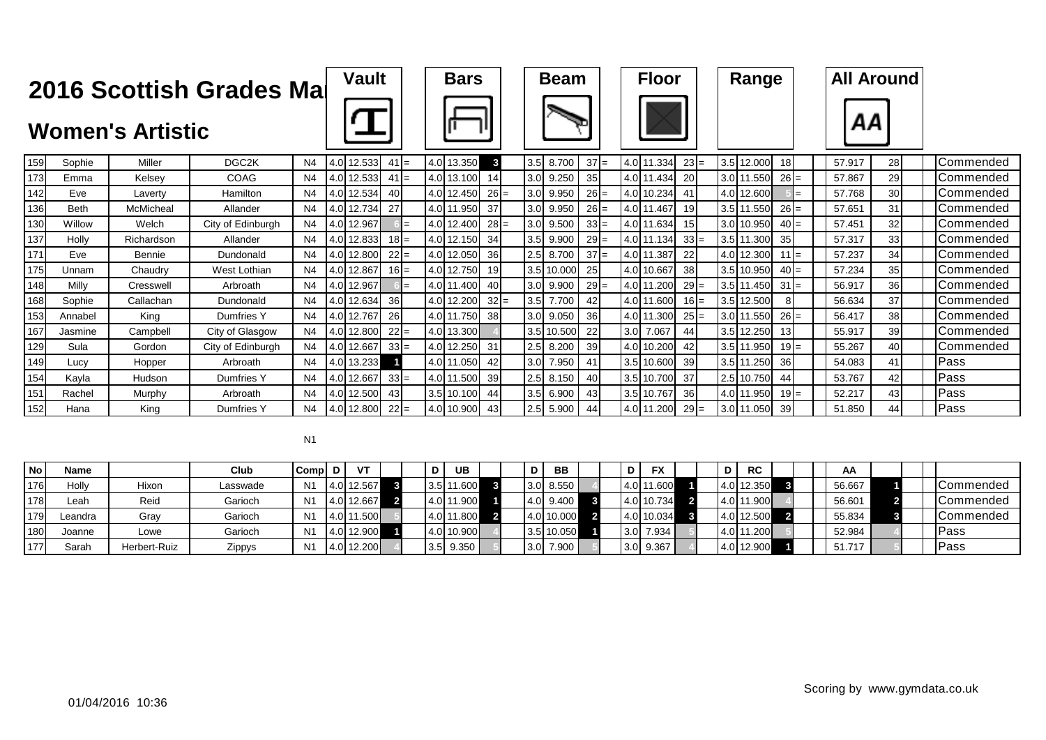# 2016 Scottish Grades Ma

## Women's Artistic

| No | Name | | Club | Comp | D | Vault | Rank | | D | Bars | Rank | | D | Beam | Rank | | D | Floor | Rank | | D | Range | Rank | | All Around | Rank | |
|---|---|---|---|---|---|---|---|---|---|---|---|---|---|---|---|---|---|---|---|---|---|---|---|---|---|---|---|
| 159 | Sophie | Miller | DGC2K | N4 | 4.0 | 12.533 | 41 | = | 4.0 | 13.350 | 3 | | 3.5 | 8.700 | 37 | = | 4.0 | 11.334 | 23 | = | 3.5 | 12.000 | 18 | | 57.917 | 28 | Commended |
| 173 | Emma | Kelsey | COAG | N4 | 4.0 | 12.533 | 41 | = | 4.0 | 13.100 | 14 | | 3.0 | 9.250 | 35 | | 4.0 | 11.434 | 20 | | 3.0 | 11.550 | 26 | = | 57.867 | 29 | Commended |
| 142 | Eve | Laverty | Hamilton | N4 | 4.0 | 12.534 | 40 | | 4.0 | 12.450 | 26 | = | 3.0 | 9.950 | 26 | = | 4.0 | 10.234 | 41 | | 4.0 | 12.600 | 5 | = | 57.768 | 30 | Commended |
| 136 | Beth | McMicheal | Allander | N4 | 4.0 | 12.734 | 27 | | 4.0 | 11.950 | 37 | | 3.0 | 9.950 | 26 | = | 4.0 | 11.467 | 19 | | 3.5 | 11.550 | 26 | = | 57.651 | 31 | Commended |
| 130 | Willow | Welch | City of Edinburgh | N4 | 4.0 | 12.967 | 6 | = | 4.0 | 12.400 | 28 | = | 3.0 | 9.500 | 33 | = | 4.0 | 11.634 | 15 | | 3.0 | 10.950 | 40 | = | 57.451 | 32 | Commended |
| 137 | Holly | Richardson | Allander | N4 | 4.0 | 12.833 | 18 | = | 4.0 | 12.150 | 34 | | 3.5 | 9.900 | 29 | = | 4.0 | 11.134 | 33 | = | 3.5 | 11.300 | 35 | | 57.317 | 33 | Commended |
| 171 | Eve | Bennie | Dundonald | N4 | 4.0 | 12.800 | 22 | = | 4.0 | 12.050 | 36 | | 2.5 | 8.700 | 37 | = | 4.0 | 11.387 | 22 | | 4.0 | 12.300 | 11 | = | 57.237 | 34 | Commended |
| 175 | Unnam | Chaudry | West Lothian | N4 | 4.0 | 12.867 | 16 | = | 4.0 | 12.750 | 19 | | 3.5 | 10.000 | 25 | | 4.0 | 10.667 | 38 | | 3.5 | 10.950 | 40 | = | 57.234 | 35 | Commended |
| 148 | Milly | Cresswell | Arbroath | N4 | 4.0 | 12.967 | 6 | = | 4.0 | 11.400 | 40 | | 3.0 | 9.900 | 29 | = | 4.0 | 11.200 | 29 | = | 3.5 | 11.450 | 31 | = | 56.917 | 36 | Commended |
| 168 | Sophie | Callachan | Dundonald | N4 | 4.0 | 12.634 | 36 | | 4.0 | 12.200 | 32 | = | 3.5 | 7.700 | 42 | | 4.0 | 11.600 | 16 | = | 3.5 | 12.500 | 8 | | 56.634 | 37 | Commended |
| 153 | Annabel | King | Dumfries Y | N4 | 4.0 | 12.767 | 26 | | 4.0 | 11.750 | 38 | | 3.0 | 9.050 | 36 | | 4.0 | 11.300 | 25 | = | 3.0 | 11.550 | 26 | = | 56.417 | 38 | Commended |
| 167 | Jasmine | Campbell | City of Glasgow | N4 | 4.0 | 12.800 | 22 | = | 4.0 | 13.300 | 4 | | 3.5 | 10.500 | 22 | | 3.0 | 7.067 | 44 | | 3.5 | 12.250 | 13 | | 55.917 | 39 | Commended |
| 129 | Sula | Gordon | City of Edinburgh | N4 | 4.0 | 12.667 | 33 | = | 4.0 | 12.250 | 31 | | 2.5 | 8.200 | 39 | | 4.0 | 10.200 | 42 | | 3.5 | 11.950 | 19 | = | 55.267 | 40 | Commended |
| 149 | Lucy | Hopper | Arbroath | N4 | 4.0 | 13.233 | 1 | | 4.0 | 11.050 | 42 | | 3.0 | 7.950 | 41 | | 3.5 | 10.600 | 39 | | 3.5 | 11.250 | 36 | | 54.083 | 41 | Pass |
| 154 | Kayla | Hudson | Dumfries Y | N4 | 4.0 | 12.667 | 33 | = | 4.0 | 11.500 | 39 | | 2.5 | 8.150 | 40 | | 3.5 | 10.700 | 37 | | 2.5 | 10.750 | 44 | | 53.767 | 42 | Pass |
| 151 | Rachel | Murphy | Arbroath | N4 | 4.0 | 12.500 | 43 | | 3.5 | 10.100 | 44 | | 3.5 | 6.900 | 43 | | 3.5 | 10.767 | 36 | | 4.0 | 11.950 | 19 | = | 52.217 | 43 | Pass |
| 152 | Hana | King | Dumfries Y | N4 | 4.0 | 12.800 | 22 | = | 4.0 | 10.900 | 43 | | 2.5 | 5.900 | 44 | | 4.0 | 11.200 | 29 | = | 3.0 | 11.050 | 39 | | 51.850 | 44 | Pass |

N1

| No | Name | | Club | Comp | D | VT | Rank | D | UB | Rank | D | BB | Rank | D | FX | Rank | D | RC | Rank | AA | Rank | |
|---|---|---|---|---|---|---|---|---|---|---|---|---|---|---|---|---|---|---|---|---|---|---|
| 176 | Holly | Hixon | Lasswade | N1 | 4.0 | 12.567 | 3 | 3.5 | 11.600 | 3 | 3.0 | 8.550 | 4 | 4.0 | 11.600 | 1 | 4.0 | 12.350 | 3 | 56.667 | 1 | Commended |
| 178 | Leah | Reid | Garioch | N1 | 4.0 | 12.667 | 2 | 4.0 | 11.900 | 1 | 4.0 | 9.400 | 3 | 4.0 | 10.734 | 2 | 4.0 | 11.900 | 4 | 56.601 | 2 | Commended |
| 179 | Leandra | Gray | Garioch | N1 | 4.0 | 11.500 | 5 | 4.0 | 11.800 | 2 | 4.0 | 10.000 | 2 | 4.0 | 10.034 | 3 | 4.0 | 12.500 | 2 | 55.834 | 3 | Commended |
| 180 | Joanne | Lowe | Garioch | N1 | 4.0 | 12.900 | 1 | 4.0 | 10.900 | 4 | 3.5 | 10.050 | 1 | 3.0 | 7.934 | 5 | 4.0 | 11.200 | 5 | 52.984 | 4 | Pass |
| 177 | Sarah | Herbert-Ruiz | Zippys | N1 | 4.0 | 12.200 | 4 | 3.5 | 9.350 | 5 | 3.0 | 7.900 | 5 | 3.0 | 9.367 | 4 | 4.0 | 12.900 | 1 | 51.717 | 5 | Pass |

01/04/2016 10:36

Scoring by www.gymdata.co.uk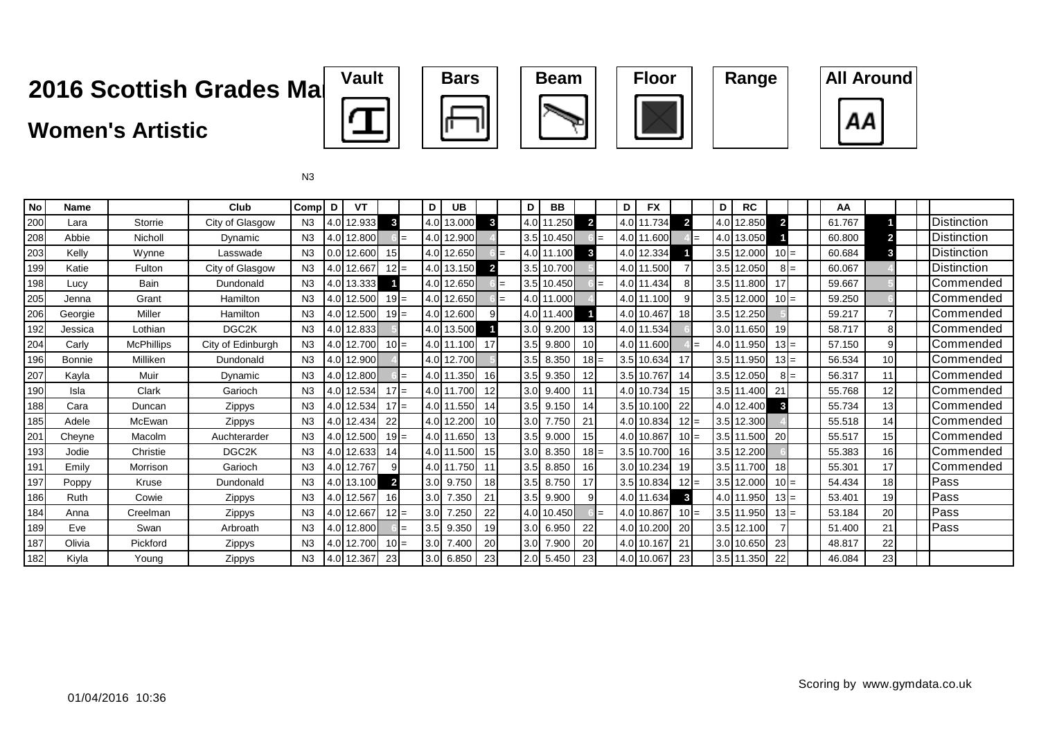# 2016 Scottish Grades Ma

## Women's Artistic

Vault | Bars | Beam | Floor | Range | All Around

N3

| No | Name | | Club | Comp | D | VT | | | D | UB | | | D | BB | | | D | FX | | | D | RC | | | AA | | |
|---|---|---|---|---|---|---|---|---|---|---|---|---|---|---|---|---|---|---|---|---|---|---|---|---|---|---|---|
| 200 | Lara | Storrie | City of Glasgow | N3 | 4.0 | 12.933 | 3 | | 4.0 | 13.000 | 3 | | 4.0 | 11.250 | 2 | | 4.0 | 11.734 | 2 | | 4.0 | 12.850 | 2 | | 61.767 | 1 | Distinction |
| 208 | Abbie | Nicholl | Dynamic | N3 | 4.0 | 12.800 | 6 | = | 4.0 | 12.900 | 4 | | 3.5 | 10.450 | 6 | = | 4.0 | 11.600 | 4 | = | 4.0 | 13.050 | 1 | | 60.800 | 2 | Distinction |
| 203 | Kelly | Wynne | Lasswade | N3 | 0.0 | 12.600 | 15 | | 4.0 | 12.650 | 6 | = | 4.0 | 11.100 | 3 | | 4.0 | 12.334 | 1 | | 3.5 | 12.000 | 10 | = | 60.684 | 3 | Distinction |
| 199 | Katie | Fulton | City of Glasgow | N3 | 4.0 | 12.667 | 12 | = | 4.0 | 13.150 | 2 | | 3.5 | 10.700 | 5 | | 4.0 | 11.500 | 7 | | 3.5 | 12.050 | 8 | = | 60.067 | 4 | Distinction |
| 198 | Lucy | Bain | Dundonald | N3 | 4.0 | 13.333 | 1 | | 4.0 | 12.650 | 6 | = | 3.5 | 10.450 | 6 | = | 4.0 | 11.434 | 8 | | 3.5 | 11.800 | 17 | | 59.667 | 5 | Commended |
| 205 | Jenna | Grant | Hamilton | N3 | 4.0 | 12.500 | 19 | = | 4.0 | 12.650 | 6 | = | 4.0 | 11.000 | 4 | | 4.0 | 11.100 | 9 | | 3.5 | 12.000 | 10 | = | 59.250 | 6 | Commended |
| 206 | Georgie | Miller | Hamilton | N3 | 4.0 | 12.500 | 19 | = | 4.0 | 12.600 | 9 | | 4.0 | 11.400 | 1 | | 4.0 | 10.467 | 18 | | 3.5 | 12.250 | 5 | | 59.217 | 7 | Commended |
| 192 | Jessica | Lothian | DGC2K | N3 | 4.0 | 12.833 | 5 | | 4.0 | 13.500 | 1 | | 3.0 | 9.200 | 13 | | 4.0 | 11.534 | 6 | | 3.0 | 11.650 | 19 | | 58.717 | 8 | Commended |
| 204 | Carly | McPhillips | City of Edinburgh | N3 | 4.0 | 12.700 | 10 | = | 4.0 | 11.100 | 17 | | 3.5 | 9.800 | 10 | | 4.0 | 11.600 | 4 | = | 4.0 | 11.950 | 13 | = | 57.150 | 9 | Commended |
| 196 | Bonnie | Milliken | Dundonald | N3 | 4.0 | 12.900 | 4 | | 4.0 | 12.700 | 5 | | 3.5 | 8.350 | 18 | = | 3.5 | 10.634 | 17 | | 3.5 | 11.950 | 13 | = | 56.534 | 10 | Commended |
| 207 | Kayla | Muir | Dynamic | N3 | 4.0 | 12.800 | 6 | = | 4.0 | 11.350 | 16 | | 3.5 | 9.350 | 12 | | 3.5 | 10.767 | 14 | | 3.5 | 12.050 | 8 | = | 56.317 | 11 | Commended |
| 190 | Isla | Clark | Garioch | N3 | 4.0 | 12.534 | 17 | = | 4.0 | 11.700 | 12 | | 3.0 | 9.400 | 11 | | 4.0 | 10.734 | 15 | | 3.5 | 11.400 | 21 | | 55.768 | 12 | Commended |
| 188 | Cara | Duncan | Zippys | N3 | 4.0 | 12.534 | 17 | = | 4.0 | 11.550 | 14 | | 3.5 | 9.150 | 14 | | 3.5 | 10.100 | 22 | | 4.0 | 12.400 | 3 | | 55.734 | 13 | Commended |
| 185 | Adele | McEwan | Zippys | N3 | 4.0 | 12.434 | 22 | | 4.0 | 12.200 | 10 | | 3.0 | 7.750 | 21 | | 4.0 | 10.834 | 12 | = | 3.5 | 12.300 | 4 | | 55.518 | 14 | Commended |
| 201 | Cheyne | Macolm | Auchterarder | N3 | 4.0 | 12.500 | 19 | = | 4.0 | 11.650 | 13 | | 3.5 | 9.000 | 15 | | 4.0 | 10.867 | 10 | = | 3.5 | 11.500 | 20 | | 55.517 | 15 | Commended |
| 193 | Jodie | Christie | DGC2K | N3 | 4.0 | 12.633 | 14 | | 4.0 | 11.500 | 15 | | 3.0 | 8.350 | 18 | = | 3.5 | 10.700 | 16 | | 3.5 | 12.200 | 6 | | 55.383 | 16 | Commended |
| 191 | Emily | Morrison | Garioch | N3 | 4.0 | 12.767 | 9 | | 4.0 | 11.750 | 11 | | 3.5 | 8.850 | 16 | | 3.0 | 10.234 | 19 | | 3.5 | 11.700 | 18 | | 55.301 | 17 | Commended |
| 197 | Poppy | Kruse | Dundonald | N3 | 4.0 | 13.100 | 2 | | 3.0 | 9.750 | 18 | | 3.5 | 8.750 | 17 | | 3.5 | 10.834 | 12 | = | 3.5 | 12.000 | 10 | = | 54.434 | 18 | Pass |
| 186 | Ruth | Cowie | Zippys | N3 | 4.0 | 12.567 | 16 | | 3.0 | 7.350 | 21 | | 3.5 | 9.900 | 9 | | 4.0 | 11.634 | 3 | | 4.0 | 11.950 | 13 | = | 53.401 | 19 | Pass |
| 184 | Anna | Creelman | Zippys | N3 | 4.0 | 12.667 | 12 | = | 3.0 | 7.250 | 22 | | 4.0 | 10.450 | 6 | = | 4.0 | 10.867 | 10 | = | 3.5 | 11.950 | 13 | = | 53.184 | 20 | Pass |
| 189 | Eve | Swan | Arbroath | N3 | 4.0 | 12.800 | 6 | = | 3.5 | 9.350 | 19 | | 3.0 | 6.950 | 22 | | 4.0 | 10.200 | 20 | | 3.5 | 12.100 | 7 | | 51.400 | 21 | Pass |
| 187 | Olivia | Pickford | Zippys | N3 | 4.0 | 12.700 | 10 | = | 3.0 | 7.400 | 20 | | 3.0 | 7.900 | 20 | | 4.0 | 10.167 | 21 | | 3.0 | 10.650 | 23 | | 48.817 | 22 | |
| 182 | Kiyla | Young | Zippys | N3 | 4.0 | 12.367 | 23 | | 3.0 | 6.850 | 23 | | 2.0 | 5.450 | 23 | | 4.0 | 10.067 | 23 | | 3.5 | 11.350 | 22 | | 46.084 | 23 | |

01/04/2016 10:36

Scoring by www.gymdata.co.uk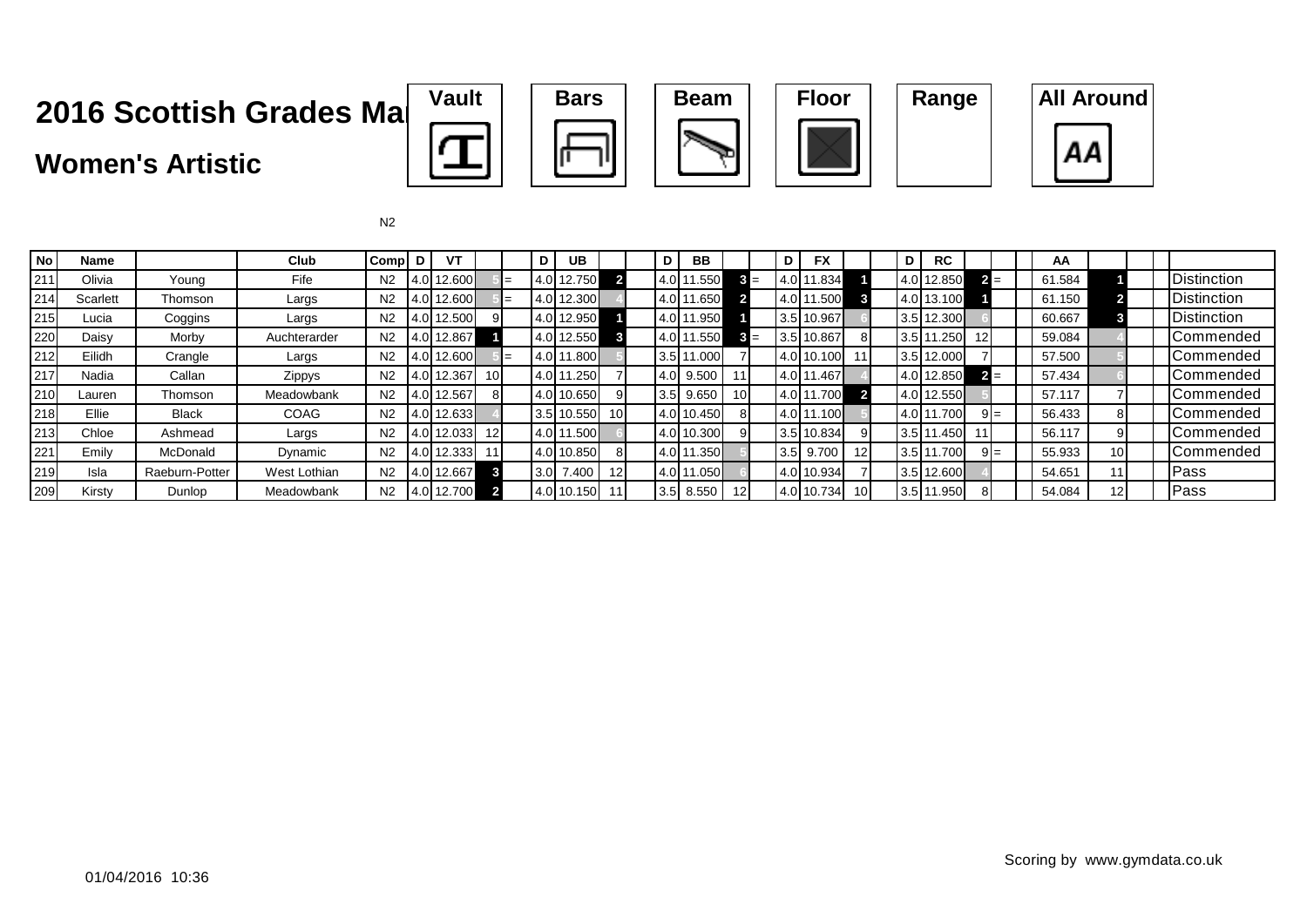# 2016 Scottish Grades Ma

## Women's Artistic

Vault | Bars | Beam | Floor | Range | All Around

N2

| No | Name | | Club | Comp | D | VT | | | D | UB | | | D | BB | | | D | FX | | | D | RC | | | AA | | | |
|---|---|---|---|---|---|---|---|---|---|---|---|---|---|---|---|---|---|---|---|---|---|---|---|---|---|---|---|---|
| 211 | Olivia | Young | Fife | N2 | 4.0 | 12.600 | 5 | = | 4.0 | 12.750 | 2 | | 4.0 | 11.550 | 3 | = | 4.0 | 11.834 | 1 | | 4.0 | 12.850 | 2 | = | 61.584 | 1 | | Distinction |
| 214 | Scarlett | Thomson | Largs | N2 | 4.0 | 12.600 | 5 | = | 4.0 | 12.300 | 4 | | 4.0 | 11.650 | 2 | | 4.0 | 11.500 | 3 | | 4.0 | 13.100 | 1 | | 61.150 | 2 | | Distinction |
| 215 | Lucia | Coggins | Largs | N2 | 4.0 | 12.500 | 9 | | 4.0 | 12.950 | 1 | | 4.0 | 11.950 | 1 | | 3.5 | 10.967 | 6 | | 3.5 | 12.300 | 6 | | 60.667 | 3 | | Distinction |
| 220 | Daisy | Morby | Auchterarder | N2 | 4.0 | 12.867 | 1 | | 4.0 | 12.550 | 3 | | 4.0 | 11.550 | 3 | = | 3.5 | 10.867 | 8 | | 3.5 | 11.250 | 12 | | 59.084 | 4 | | Commended |
| 212 | Eilidh | Crangle | Largs | N2 | 4.0 | 12.600 | 5 | = | 4.0 | 11.800 | 5 | | 3.5 | 11.000 | 7 | | 4.0 | 10.100 | 11 | | 3.5 | 12.000 | 7 | | 57.500 | 5 | | Commended |
| 217 | Nadia | Callan | Zippys | N2 | 4.0 | 12.367 | 10 | | 4.0 | 11.250 | 7 | | 4.0 | 9.500 | 11 | | 4.0 | 11.467 | 4 | | 4.0 | 12.850 | 2 | = | 57.434 | 6 | | Commended |
| 210 | Lauren | Thomson | Meadowbank | N2 | 4.0 | 12.567 | 8 | | 4.0 | 10.650 | 9 | | 3.5 | 9.650 | 10 | | 4.0 | 11.700 | 2 | | 4.0 | 12.550 | 5 | | 57.117 | 7 | | Commended |
| 218 | Ellie | Black | COAG | N2 | 4.0 | 12.633 | 4 | | 3.5 | 10.550 | 10 | | 4.0 | 10.450 | 8 | | 4.0 | 11.100 | 5 | | 4.0 | 11.700 | 9 | = | 56.433 | 8 | | Commended |
| 213 | Chloe | Ashmead | Largs | N2 | 4.0 | 12.033 | 12 | | 4.0 | 11.500 | 6 | | 4.0 | 10.300 | 9 | | 3.5 | 10.834 | 9 | | 3.5 | 11.450 | 11 | | 56.117 | 9 | | Commended |
| 221 | Emily | McDonald | Dynamic | N2 | 4.0 | 12.333 | 11 | | 4.0 | 10.850 | 8 | | 4.0 | 11.350 | 5 | | 3.5 | 9.700 | 12 | | 3.5 | 11.700 | 9 | = | 55.933 | 10 | | Commended |
| 219 | Isla | Raeburn-Potter | West Lothian | N2 | 4.0 | 12.667 | 3 | | 3.0 | 7.400 | 12 | | 4.0 | 11.050 | 6 | | 4.0 | 10.934 | 7 | | 3.5 | 12.600 | 4 | | 54.651 | 11 | | Pass |
| 209 | Kirsty | Dunlop | Meadowbank | N2 | 4.0 | 12.700 | 2 | | 4.0 | 10.150 | 11 | | 3.5 | 8.550 | 12 | | 4.0 | 10.734 | 10 | | 3.5 | 11.950 | 8 | | 54.084 | 12 | | Pass |

Scoring by www.gymdata.co.uk

01/04/2016 10:36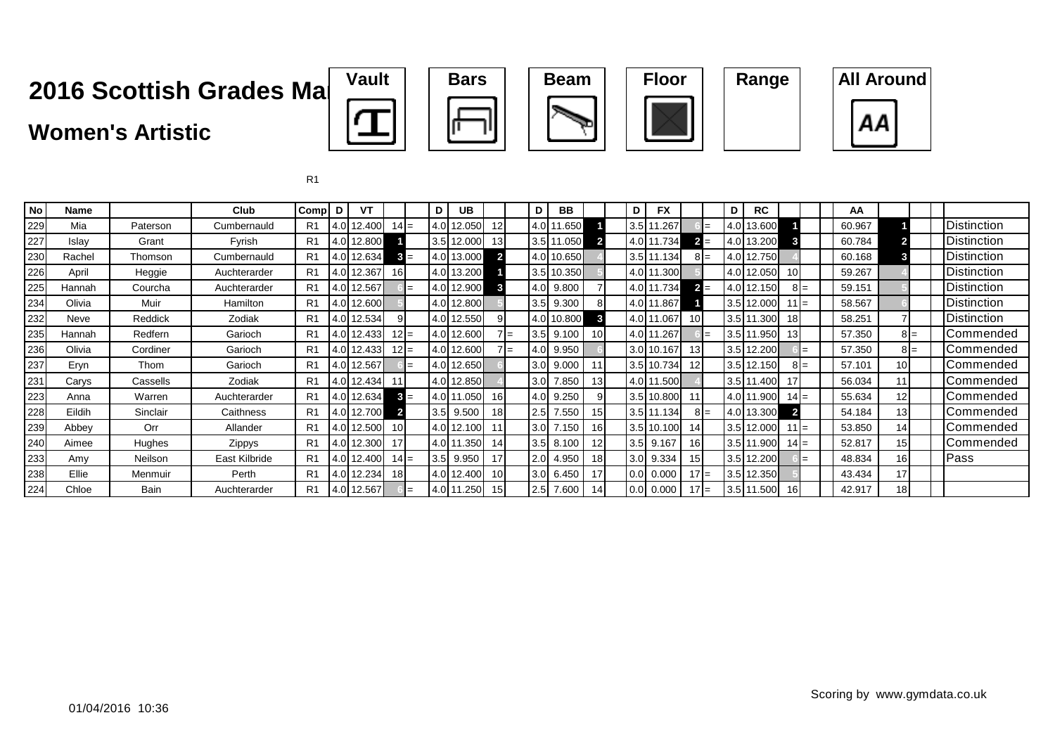# 2016 Scottish Grades Ma

## Women's Artistic

Vault | Bars | Beam | Floor | Range | All Around

R1

| No | Name | | Club | Comp | D | VT | | | D | UB | | | D | BB | | | D | FX | | | D | RC | | | | AA | | | | |
|---|---|---|---|---|---|---|---|---|---|---|---|---|---|---|---|---|---|---|---|---|---|---|---|---|---|---|---|---|---|---|
| 229 | Mia | Paterson | Cumbernauld | R1 | 4.0 | 12.400 | 14 | = | 4.0 | 12.050 | 12 | | 4.0 | 11.650 | 1 | | 3.5 | 11.267 | 6 | = | 4.0 | 13.600 | 1 | | | 60.967 | 1 | | | Distinction |
| 227 | Islay | Grant | Fyrish | R1 | 4.0 | 12.800 | 1 | | 3.5 | 12.000 | 13 | | 3.5 | 11.050 | 2 | | 4.0 | 11.734 | 2 | = | 4.0 | 13.200 | 3 | | | 60.784 | 2 | | | Distinction |
| 230 | Rachel | Thomson | Cumbernauld | R1 | 4.0 | 12.634 | 3 | = | 4.0 | 13.000 | 2 | | 4.0 | 10.650 | 4 | | 3.5 | 11.134 | 8 | = | 4.0 | 12.750 | 4 | | | 60.168 | 3 | | | Distinction |
| 226 | April | Heggie | Auchterarder | R1 | 4.0 | 12.367 | 16 | | 4.0 | 13.200 | 1 | | 3.5 | 10.350 | 5 | | 4.0 | 11.300 | 5 | | 4.0 | 12.050 | 10 | | | 59.267 | 4 | | | Distinction |
| 225 | Hannah | Courcha | Auchterarder | R1 | 4.0 | 12.567 | 6 | = | 4.0 | 12.900 | 3 | | 4.0 | 9.800 | 7 | | 4.0 | 11.734 | 2 | = | 4.0 | 12.150 | 8 | = | | 59.151 | 5 | | | Distinction |
| 234 | Olivia | Muir | Hamilton | R1 | 4.0 | 12.600 | 5 | | 4.0 | 12.800 | 5 | | 3.5 | 9.300 | 8 | | 4.0 | 11.867 | 1 | | 3.5 | 12.000 | 11 | = | | 58.567 | 6 | | | Distinction |
| 232 | Neve | Reddick | Zodiak | R1 | 4.0 | 12.534 | 9 | | 4.0 | 12.550 | 9 | | 4.0 | 10.800 | 3 | | 4.0 | 11.067 | 10 | | 3.5 | 11.300 | 18 | | | 58.251 | 7 | | | Distinction |
| 235 | Hannah | Redfern | Garioch | R1 | 4.0 | 12.433 | 12 | = | 4.0 | 12.600 | 7 | = | 3.5 | 9.100 | 10 | | 4.0 | 11.267 | 6 | = | 3.5 | 11.950 | 13 | | | 57.350 | 8 | = | | Commended |
| 236 | Olivia | Cordiner | Garioch | R1 | 4.0 | 12.433 | 12 | = | 4.0 | 12.600 | 7 | = | 4.0 | 9.950 | 6 | | 3.0 | 10.167 | 13 | | 3.5 | 12.200 | 6 | = | | 57.350 | 8 | = | | Commended |
| 237 | Eryn | Thom | Garioch | R1 | 4.0 | 12.567 | 6 | = | 4.0 | 12.650 | 6 | | 3.0 | 9.000 | 11 | | 3.5 | 10.734 | 12 | | 3.5 | 12.150 | 8 | = | | 57.101 | 10 | | | Commended |
| 231 | Carys | Cassells | Zodiak | R1 | 4.0 | 12.434 | 11 | | 4.0 | 12.850 | 4 | | 3.0 | 7.850 | 13 | | 4.0 | 11.500 | 4 | | 3.5 | 11.400 | 17 | | | 56.034 | 11 | | | Commended |
| 223 | Anna | Warren | Auchterarder | R1 | 4.0 | 12.634 | 3 | = | 4.0 | 11.050 | 16 | | 4.0 | 9.250 | 9 | | 3.5 | 10.800 | 11 | | 4.0 | 11.900 | 14 | = | | 55.634 | 12 | | | Commended |
| 228 | Eildih | Sinclair | Caithness | R1 | 4.0 | 12.700 | 2 | | 3.5 | 9.500 | 18 | | 2.5 | 7.550 | 15 | | 3.5 | 11.134 | 8 | = | 4.0 | 13.300 | 2 | | | 54.184 | 13 | | | Commended |
| 239 | Abbey | Orr | Allander | R1 | 4.0 | 12.500 | 10 | | 4.0 | 12.100 | 11 | | 3.0 | 7.150 | 16 | | 3.5 | 10.100 | 14 | | 3.5 | 12.000 | 11 | = | | 53.850 | 14 | | | Commended |
| 240 | Aimee | Hughes | Zippys | R1 | 4.0 | 12.300 | 17 | | 4.0 | 11.350 | 14 | | 3.5 | 8.100 | 12 | | 3.5 | 9.167 | 16 | | 3.5 | 11.900 | 14 | = | | 52.817 | 15 | | | Commended |
| 233 | Amy | Neilson | East Kilbride | R1 | 4.0 | 12.400 | 14 | = | 3.5 | 9.950 | 17 | | 2.0 | 4.950 | 18 | | 3.0 | 9.334 | 15 | | 3.5 | 12.200 | 6 | = | | 48.834 | 16 | | | Pass |
| 238 | Ellie | Menmuir | Perth | R1 | 4.0 | 12.234 | 18 | | 4.0 | 12.400 | 10 | | 3.0 | 6.450 | 17 | | 0.0 | 0.000 | 17 | = | 3.5 | 12.350 | 5 | | | 43.434 | 17 | | | |
| 224 | Chloe | Bain | Auchterarder | R1 | 4.0 | 12.567 | 6 | = | 4.0 | 11.250 | 15 | | 2.5 | 7.600 | 14 | | 0.0 | 0.000 | 17 | = | 3.5 | 11.500 | 16 | | | 42.917 | 18 | | | |

Scoring by www.gymdata.co.uk

01/04/2016 10:36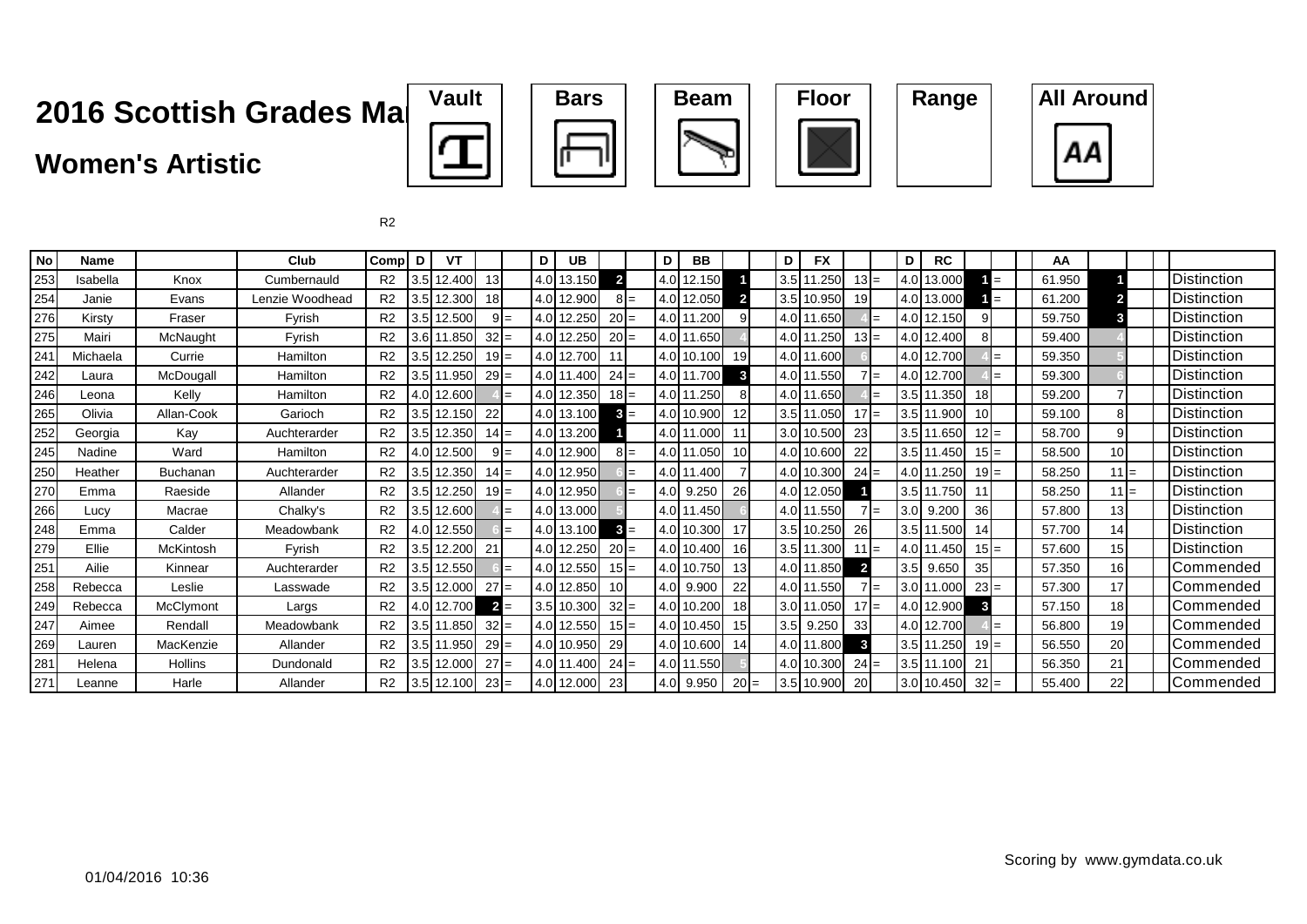# 2016 Scottish Grades Ma

## Women's Artistic

Vault | Bars | Beam | Floor | Range | All Around

R2

| No | Name | | Club | Comp | D | VT | | | D | UB | | | D | BB | | | D | FX | | | D | RC | | | AA | | |
|---|---|---|---|---|---|---|---|---|---|---|---|---|---|---|---|---|---|---|---|---|---|---|---|---|---|---|---|
| 253 | Isabella | Knox | Cumbernauld | R2 | 3.5 | 12.400 | 13 | | 4.0 | 13.150 | 2 | | 4.0 | 12.150 | 1 | | 3.5 | 11.250 | 13 | = | 4.0 | 13.000 | 1 | = | 61.950 | 1 | Distinction |
| 254 | Janie | Evans | Lenzie Woodhead | R2 | 3.5 | 12.300 | 18 | | 4.0 | 12.900 | 8 | = | 4.0 | 12.050 | 2 | | 3.5 | 10.950 | 19 | | 4.0 | 13.000 | 1 | = | 61.200 | 2 | Distinction |
| 276 | Kirsty | Fraser | Fyrish | R2 | 3.5 | 12.500 | 9 | = | 4.0 | 12.250 | 20 | = | 4.0 | 11.200 | 9 | | 4.0 | 11.650 | 4 | = | 4.0 | 12.150 | 9 | | 59.750 | 3 | Distinction |
| 275 | Mairi | McNaught | Fyrish | R2 | 3.6 | 11.850 | 32 | = | 4.0 | 12.250 | 20 | = | 4.0 | 11.650 | 4 | | 4.0 | 11.250 | 13 | = | 4.0 | 12.400 | 8 | | 59.400 | 4 | Distinction |
| 241 | Michaela | Currie | Hamilton | R2 | 3.5 | 12.250 | 19 | = | 4.0 | 12.700 | 11 | | 4.0 | 10.100 | 19 | | 4.0 | 11.600 | 6 | | 4.0 | 12.700 | 4 | = | 59.350 | 5 | Distinction |
| 242 | Laura | McDougall | Hamilton | R2 | 3.5 | 11.950 | 29 | = | 4.0 | 11.400 | 24 | = | 4.0 | 11.700 | 3 | | 4.0 | 11.550 | 7 | = | 4.0 | 12.700 | 4 | = | 59.300 | 6 | Distinction |
| 246 | Leona | Kelly | Hamilton | R2 | 4.0 | 12.600 | 4 | = | 4.0 | 12.350 | 18 | = | 4.0 | 11.250 | 8 | | 4.0 | 11.650 | 4 | = | 3.5 | 11.350 | 18 | | 59.200 | 7 | Distinction |
| 265 | Olivia | Allan-Cook | Garioch | R2 | 3.5 | 12.150 | 22 | | 4.0 | 13.100 | 3 | = | 4.0 | 10.900 | 12 | | 3.5 | 11.050 | 17 | = | 3.5 | 11.900 | 10 | | 59.100 | 8 | Distinction |
| 252 | Georgia | Kay | Auchterarder | R2 | 3.5 | 12.350 | 14 | = | 4.0 | 13.200 | 1 | | 4.0 | 11.000 | 11 | | 3.0 | 10.500 | 23 | | 3.5 | 11.650 | 12 | = | 58.700 | 9 | Distinction |
| 245 | Nadine | Ward | Hamilton | R2 | 4.0 | 12.500 | 9 | = | 4.0 | 12.900 | 8 | = | 4.0 | 11.050 | 10 | | 4.0 | 10.600 | 22 | | 3.5 | 11.450 | 15 | = | 58.500 | 10 | Distinction |
| 250 | Heather | Buchanan | Auchterarder | R2 | 3.5 | 12.350 | 14 | = | 4.0 | 12.950 | 6 | = | 4.0 | 11.400 | 7 | | 4.0 | 10.300 | 24 | = | 4.0 | 11.250 | 19 | = | 58.250 | 11 = | Distinction |
| 270 | Emma | Raeside | Allander | R2 | 3.5 | 12.250 | 19 | = | 4.0 | 12.950 | 6 | = | 4.0 | 9.250 | 26 | | 4.0 | 12.050 | 1 | | 3.5 | 11.750 | 11 | | 58.250 | 11 = | Distinction |
| 266 | Lucy | Macrae | Chalky's | R2 | 3.5 | 12.600 | 4 | = | 4.0 | 13.000 | 5 | | 4.0 | 11.450 | 6 | | 4.0 | 11.550 | 7 | = | 3.0 | 9.200 | 36 | | 57.800 | 13 | Distinction |
| 248 | Emma | Calder | Meadowbank | R2 | 4.0 | 12.550 | 6 | = | 4.0 | 13.100 | 3 | = | 4.0 | 10.300 | 17 | | 3.5 | 10.250 | 26 | | 3.5 | 11.500 | 14 | | 57.700 | 14 | Distinction |
| 279 | Ellie | McKintosh | Fyrish | R2 | 3.5 | 12.200 | 21 | | 4.0 | 12.250 | 20 | = | 4.0 | 10.400 | 16 | | 3.5 | 11.300 | 11 | = | 4.0 | 11.450 | 15 | = | 57.600 | 15 | Distinction |
| 251 | Ailie | Kinnear | Auchterarder | R2 | 3.5 | 12.550 | 6 | = | 4.0 | 12.550 | 15 | = | 4.0 | 10.750 | 13 | | 4.0 | 11.850 | 2 | | 3.5 | 9.650 | 35 | | 57.350 | 16 | Commended |
| 258 | Rebecca | Leslie | Lasswade | R2 | 3.5 | 12.000 | 27 | = | 4.0 | 12.850 | 10 | | 4.0 | 9.900 | 22 | | 4.0 | 11.550 | 7 | = | 3.0 | 11.000 | 23 | = | 57.300 | 17 | Commended |
| 249 | Rebecca | McClymont | Largs | R2 | 4.0 | 12.700 | 2 | = | 3.5 | 10.300 | 32 | = | 4.0 | 10.200 | 18 | | 3.0 | 11.050 | 17 | = | 4.0 | 12.900 | 3 | | 57.150 | 18 | Commended |
| 247 | Aimee | Rendall | Meadowbank | R2 | 3.5 | 11.850 | 32 | = | 4.0 | 12.550 | 15 | = | 4.0 | 10.450 | 15 | | 3.5 | 9.250 | 33 | | 4.0 | 12.700 | 4 | = | 56.800 | 19 | Commended |
| 269 | Lauren | MacKenzie | Allander | R2 | 3.5 | 11.950 | 29 | = | 4.0 | 10.950 | 29 | | 4.0 | 10.600 | 14 | | 4.0 | 11.800 | 3 | | 3.5 | 11.250 | 19 | = | 56.550 | 20 | Commended |
| 281 | Helena | Hollins | Dundonald | R2 | 3.5 | 12.000 | 27 | = | 4.0 | 11.400 | 24 | = | 4.0 | 11.550 | 5 | | 4.0 | 10.300 | 24 | = | 3.5 | 11.100 | 21 | | 56.350 | 21 | Commended |
| 271 | Leanne | Harle | Allander | R2 | 3.5 | 12.100 | 23 | = | 4.0 | 12.000 | 23 | | 4.0 | 9.950 | 20 | = | 3.5 | 10.900 | 20 | | 3.0 | 10.450 | 32 | = | 55.400 | 22 | Commended |

01/04/2016 10:36

Scoring by www.gymdata.co.uk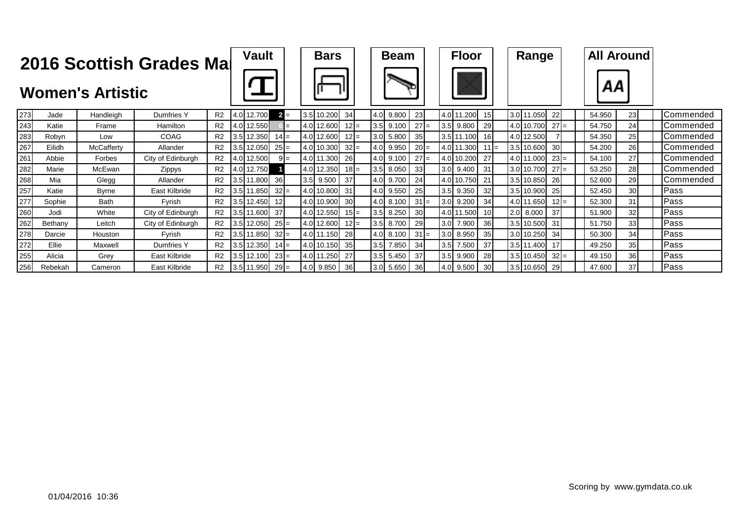# 2016 Scottish Grades Ma

## Women's Artistic

| No. | First Name | Surname | Club | Level | Vault D | Vault Score | Vault Rank | | Bars D | Bars Score | Bars Rank | | Beam D | Beam Score | Beam Rank | | Floor D | Floor Score | Floor Rank | | Range D | Range Score | Range Rank | | All Around | AA Rank | Award |
|---|---|---|---|---|---|---|---|---|---|---|---|---|---|---|---|---|---|---|---|---|---|---|---|---|---|---|---|
| 273 | Jade | Handleigh | Dumfries Y | R2 | 4.0 | 12.700 | 2 | = | 3.5 | 10.200 | 34 | | 4.0 | 9.800 | 23 | | 4.0 | 11.200 | 15 | | 3.0 | 11.050 | 22 | | 54.950 | 23 | Commended |
| 243 | Katie | Frame | Hamilton | R2 | 4.0 | 12.550 | 6 | = | 4.0 | 12.600 | 12 | = | 3.5 | 9.100 | 27 | = | 3.5 | 9.800 | 29 | | 4.0 | 10.700 | 27 | = | 54.750 | 24 | Commended |
| 283 | Robyn | Low | COAG | R2 | 3.5 | 12.350 | 14 | = | 4.0 | 12.600 | 12 | = | 3.0 | 5.800 | 35 | | 3.5 | 11.100 | 16 | | 4.0 | 12.500 | 7 | | 54.350 | 25 | Commended |
| 267 | Eilidh | McCafferty | Allander | R2 | 3.5 | 12.050 | 25 | = | 4.0 | 10.300 | 32 | = | 4.0 | 9.950 | 20 | = | 4.0 | 11.300 | 11 | = | 3.5 | 10.600 | 30 | | 54.200 | 26 | Commended |
| 261 | Abbie | Forbes | City of Edinburgh | R2 | 4.0 | 12.500 | 9 | = | 4.0 | 11.300 | 26 | | 4.0 | 9.100 | 27 | = | 4.0 | 10.200 | 27 | | 4.0 | 11.000 | 23 | = | 54.100 | 27 | Commended |
| 282 | Marie | McEwan | Zippys | R2 | 4.0 | 12.750 | 1 | | 4.0 | 12.350 | 18 | = | 3.5 | 8.050 | 33 | | 3.0 | 9.400 | 31 | | 3.0 | 10.700 | 27 | = | 53.250 | 28 | Commended |
| 268 | Mia | Glegg | Allander | R2 | 3.5 | 11.800 | 36 | | 3.5 | 9.500 | 37 | | 4.0 | 9.700 | 24 | | 4.0 | 10.750 | 21 | | 3.5 | 10.850 | 26 | | 52.600 | 29 | Commended |
| 257 | Katie | Byrne | East Kilbride | R2 | 3.5 | 11.850 | 32 | = | 4.0 | 10.800 | 31 | | 4.0 | 9.550 | 25 | | 3.5 | 9.350 | 32 | | 3.5 | 10.900 | 25 | | 52.450 | 30 | Pass |
| 277 | Sophie | Bath | Fyrish | R2 | 3.5 | 12.450 | 12 | | 4.0 | 10.900 | 30 | | 4.0 | 8.100 | 31 | = | 3.0 | 9.200 | 34 | | 4.0 | 11.650 | 12 | = | 52.300 | 31 | Pass |
| 260 | Jodi | White | City of Edinburgh | R2 | 3.5 | 11.600 | 37 | | 4.0 | 12.550 | 15 | = | 3.5 | 8.250 | 30 | | 4.0 | 11.500 | 10 | | 2.0 | 8.000 | 37 | | 51.900 | 32 | Pass |
| 262 | Bethany | Leitch | City of Edinburgh | R2 | 3.5 | 12.050 | 25 | = | 4.0 | 12.600 | 12 | = | 3.5 | 8.700 | 29 | | 3.0 | 7.900 | 36 | | 3.5 | 10.500 | 31 | | 51.750 | 33 | Pass |
| 278 | Darcie | Houston | Fyrish | R2 | 3.5 | 11.850 | 32 | = | 4.0 | 11.150 | 28 | | 4.0 | 8.100 | 31 | = | 3.0 | 8.950 | 35 | | 3.0 | 10.250 | 34 | | 50.300 | 34 | Pass |
| 272 | Ellie | Maxwell | Dumfries Y | R2 | 3.5 | 12.350 | 14 | = | 4.0 | 10.150 | 35 | | 3.5 | 7.850 | 34 | | 3.5 | 7.500 | 37 | | 3.5 | 11.400 | 17 | | 49.250 | 35 | Pass |
| 255 | Alicia | Grey | East Kilbride | R2 | 3.5 | 12.100 | 23 | = | 4.0 | 11.250 | 27 | | 3.5 | 5.450 | 37 | | 3.5 | 9.900 | 28 | | 3.5 | 10.450 | 32 | = | 49.150 | 36 | Pass |
| 256 | Rebekah | Cameron | East Kilbride | R2 | 3.5 | 11.950 | 29 | = | 4.0 | 9.850 | 36 | | 3.0 | 5.650 | 36 | | 4.0 | 9.500 | 30 | | 3.5 | 10.650 | 29 | | 47.600 | 37 | Pass |

01/04/2016 10:36

Scoring by www.gymdata.co.uk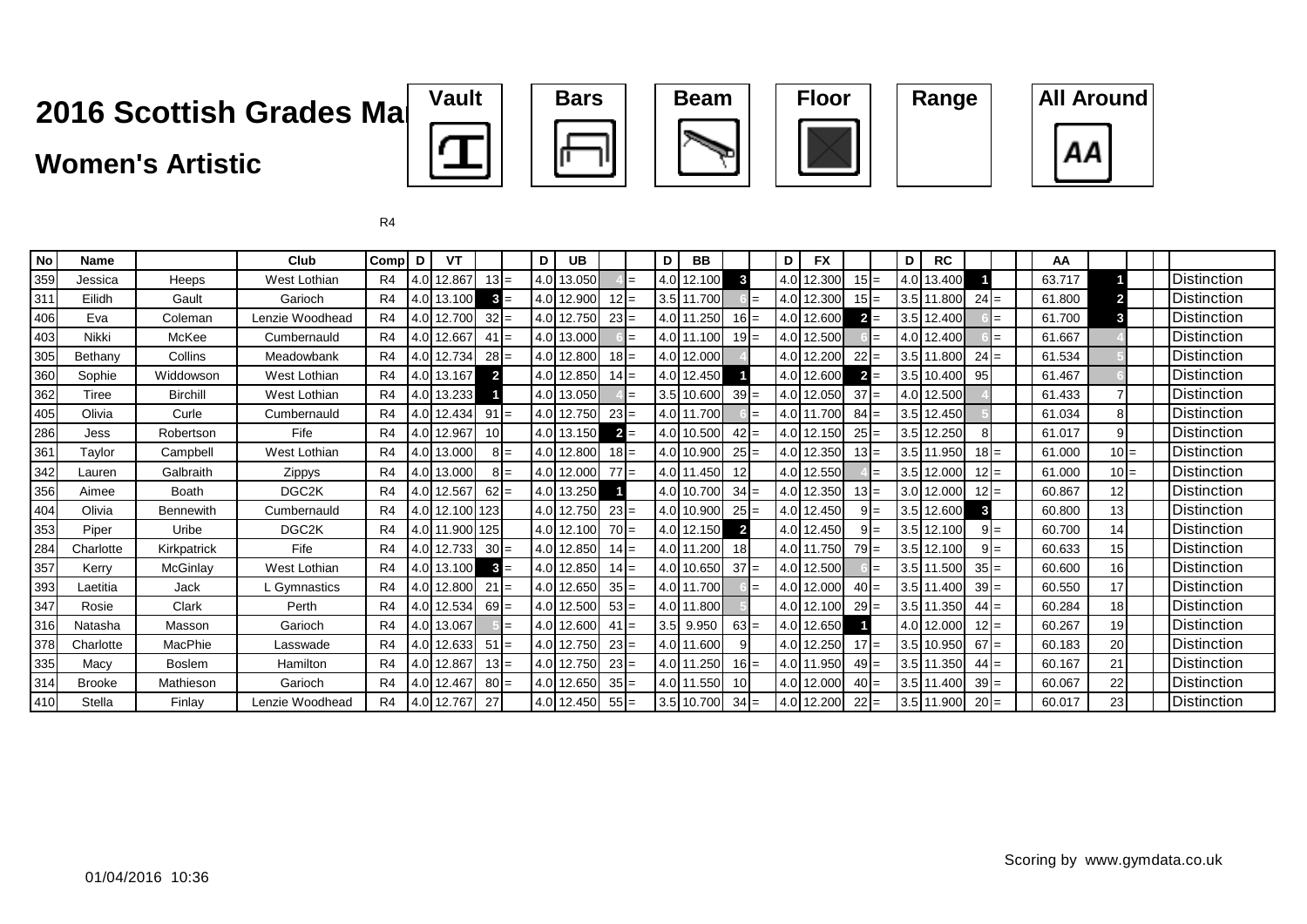# 2016 Scottish Grades Ma

## Women's Artistic

Vault | Bars | Beam | Floor | Range | All Around

R4

| No | Name | | Club | Comp | D | VT | | | D | UB | | | D | BB | | | D | FX | | | D | RC | | | AA | | |
|---|---|---|---|---|---|---|---|---|---|---|---|---|---|---|---|---|---|---|---|---|---|---|---|---|---|---|---|
| 359 | Jessica | Heeps | West Lothian | R4 | 4.0 | 12.867 | 13 | = | 4.0 | 13.050 | 4 | = | 4.0 | 12.100 | 3 | | 4.0 | 12.300 | 15 | = | 4.0 | 13.400 | 1 | | 63.717 | 1 | Distinction |
| 311 | Eilidh | Gault | Garioch | R4 | 4.0 | 13.100 | 3 | = | 4.0 | 12.900 | 12 | = | 3.5 | 11.700 | 6 | = | 4.0 | 12.300 | 15 | = | 3.5 | 11.800 | 24 | = | 61.800 | 2 | Distinction |
| 406 | Eva | Coleman | Lenzie Woodhead | R4 | 4.0 | 12.700 | 32 | = | 4.0 | 12.750 | 23 | = | 4.0 | 11.250 | 16 | = | 4.0 | 12.600 | 2 | = | 3.5 | 12.400 | 6 | = | 61.700 | 3 | Distinction |
| 403 | Nikki | McKee | Cumbernauld | R4 | 4.0 | 12.667 | 41 | = | 4.0 | 13.000 | 6 | = | 4.0 | 11.100 | 19 | = | 4.0 | 12.500 | 6 | = | 4.0 | 12.400 | 6 | = | 61.667 | 4 | Distinction |
| 305 | Bethany | Collins | Meadowbank | R4 | 4.0 | 12.734 | 28 | = | 4.0 | 12.800 | 18 | = | 4.0 | 12.000 | 4 | | 4.0 | 12.200 | 22 | = | 3.5 | 11.800 | 24 | = | 61.534 | 5 | Distinction |
| 360 | Sophie | Widdowson | West Lothian | R4 | 4.0 | 13.167 | 2 | | 4.0 | 12.850 | 14 | = | 4.0 | 12.450 | 1 | | 4.0 | 12.600 | 2 | = | 3.5 | 10.400 | 95 | | 61.467 | 6 | Distinction |
| 362 | Tiree | Birchill | West Lothian | R4 | 4.0 | 13.233 | 1 | | 4.0 | 13.050 | 4 | = | 3.5 | 10.600 | 39 | = | 4.0 | 12.050 | 37 | = | 4.0 | 12.500 | 4 | | 61.433 | 7 | Distinction |
| 405 | Olivia | Curle | Cumbernauld | R4 | 4.0 | 12.434 | 91 | = | 4.0 | 12.750 | 23 | = | 4.0 | 11.700 | 6 | = | 4.0 | 11.700 | 84 | = | 3.5 | 12.450 | 5 | | 61.034 | 8 | Distinction |
| 286 | Jess | Robertson | Fife | R4 | 4.0 | 12.967 | 10 | | 4.0 | 13.150 | 2 | = | 4.0 | 10.500 | 42 | = | 4.0 | 12.150 | 25 | = | 3.5 | 12.250 | 8 | | 61.017 | 9 | Distinction |
| 361 | Taylor | Campbell | West Lothian | R4 | 4.0 | 13.000 | 8 | = | 4.0 | 12.800 | 18 | = | 4.0 | 10.900 | 25 | = | 4.0 | 12.350 | 13 | = | 3.5 | 11.950 | 18 | = | 61.000 | 10 = | Distinction |
| 342 | Lauren | Galbraith | Zippys | R4 | 4.0 | 13.000 | 8 | = | 4.0 | 12.000 | 77 | = | 4.0 | 11.450 | 12 | | 4.0 | 12.550 | 4 | = | 3.5 | 12.000 | 12 | = | 61.000 | 10 = | Distinction |
| 356 | Aimee | Boath | DGC2K | R4 | 4.0 | 12.567 | 62 | = | 4.0 | 13.250 | 1 | | 4.0 | 10.700 | 34 | = | 4.0 | 12.350 | 13 | = | 3.0 | 12.000 | 12 | = | 60.867 | 12 | Distinction |
| 404 | Olivia | Bennewith | Cumbernauld | R4 | 4.0 | 12.100 | 123 | | 4.0 | 12.750 | 23 | = | 4.0 | 10.900 | 25 | = | 4.0 | 12.450 | 9 | = | 3.5 | 12.600 | 3 | | 60.800 | 13 | Distinction |
| 353 | Piper | Uribe | DGC2K | R4 | 4.0 | 11.900 | 125 | | 4.0 | 12.100 | 70 | = | 4.0 | 12.150 | 2 | | 4.0 | 12.450 | 9 | = | 3.5 | 12.100 | 9 | = | 60.700 | 14 | Distinction |
| 284 | Charlotte | Kirkpatrick | Fife | R4 | 4.0 | 12.733 | 30 | = | 4.0 | 12.850 | 14 | = | 4.0 | 11.200 | 18 | | 4.0 | 11.750 | 79 | = | 3.5 | 12.100 | 9 | = | 60.633 | 15 | Distinction |
| 357 | Kerry | McGinlay | West Lothian | R4 | 4.0 | 13.100 | 3 | = | 4.0 | 12.850 | 14 | = | 4.0 | 10.650 | 37 | = | 4.0 | 12.500 | 6 | = | 3.5 | 11.500 | 35 | = | 60.600 | 16 | Distinction |
| 393 | Laetitia | Jack | L Gymnastics | R4 | 4.0 | 12.800 | 21 | = | 4.0 | 12.650 | 35 | = | 4.0 | 11.700 | 6 | = | 4.0 | 12.000 | 40 | = | 3.5 | 11.400 | 39 | = | 60.550 | 17 | Distinction |
| 347 | Rosie | Clark | Perth | R4 | 4.0 | 12.534 | 69 | = | 4.0 | 12.500 | 53 | = | 4.0 | 11.800 | 5 | | 4.0 | 12.100 | 29 | = | 3.5 | 11.350 | 44 | = | 60.284 | 18 | Distinction |
| 316 | Natasha | Masson | Garioch | R4 | 4.0 | 13.067 | 5 | = | 4.0 | 12.600 | 41 | = | 3.5 | 9.950 | 63 | = | 4.0 | 12.650 | 1 | | 4.0 | 12.000 | 12 | = | 60.267 | 19 | Distinction |
| 378 | Charlotte | MacPhie | Lasswade | R4 | 4.0 | 12.633 | 51 | = | 4.0 | 12.750 | 23 | = | 4.0 | 11.600 | 9 | | 4.0 | 12.250 | 17 | = | 3.5 | 10.950 | 67 | = | 60.183 | 20 | Distinction |
| 335 | Macy | Boslem | Hamilton | R4 | 4.0 | 12.867 | 13 | = | 4.0 | 12.750 | 23 | = | 4.0 | 11.250 | 16 | = | 4.0 | 11.950 | 49 | = | 3.5 | 11.350 | 44 | = | 60.167 | 21 | Distinction |
| 314 | Brooke | Mathieson | Garioch | R4 | 4.0 | 12.467 | 80 | = | 4.0 | 12.650 | 35 | = | 4.0 | 11.550 | 10 | | 4.0 | 12.000 | 40 | = | 3.5 | 11.400 | 39 | = | 60.067 | 22 | Distinction |
| 410 | Stella | Finlay | Lenzie Woodhead | R4 | 4.0 | 12.767 | 27 | | 4.0 | 12.450 | 55 | = | 3.5 | 10.700 | 34 | = | 4.0 | 12.200 | 22 | = | 3.5 | 11.900 | 20 | = | 60.017 | 23 | Distinction |

01/04/2016 10:36

Scoring by www.gymdata.co.uk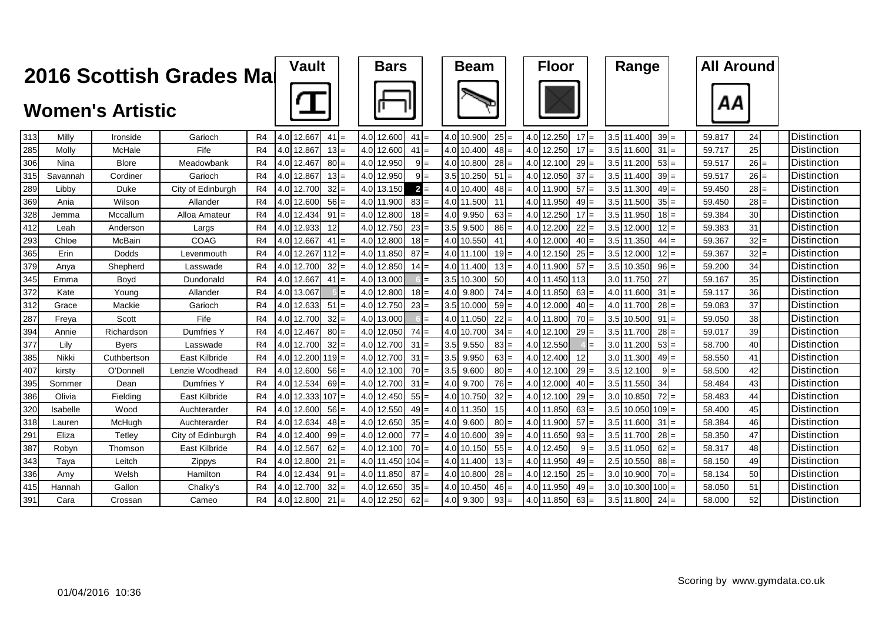# 2016 Scottish Grades Ma

## Women's Artistic

| No. | First Name | Surname | Club | Level | Vault D | Vault Score | Vault Rank | | Bars D | Bars Score | Bars Rank | | Beam D | Beam Score | Beam Rank | | Floor D | Floor Score | Floor Rank | | Range D | Range Score | Range Rank | | All Around | AA Rank | | Award |
|---|---|---|---|---|---|---|---|---|---|---|---|---|---|---|---|---|---|---|---|---|---|---|---|---|---|---|---|---|
| 313 | Milly | Ironside | Garioch | R4 | 4.0 | 12.667 | 41 | = | 4.0 | 12.600 | 41 | = | 4.0 | 10.900 | 25 | = | 4.0 | 12.250 | 17 | = | 3.5 | 11.400 | 39 | = | 59.817 | 24 | | Distinction |
| 285 | Molly | McHale | Fife | R4 | 4.0 | 12.867 | 13 | = | 4.0 | 12.600 | 41 | = | 4.0 | 10.400 | 48 | = | 4.0 | 12.250 | 17 | = | 3.5 | 11.600 | 31 | = | 59.717 | 25 | | Distinction |
| 306 | Nina | Blore | Meadowbank | R4 | 4.0 | 12.467 | 80 | = | 4.0 | 12.950 | 9 | = | 4.0 | 10.800 | 28 | = | 4.0 | 12.100 | 29 | = | 3.5 | 11.200 | 53 | = | 59.517 | 26 | = | Distinction |
| 315 | Savannah | Cordiner | Garioch | R4 | 4.0 | 12.867 | 13 | = | 4.0 | 12.950 | 9 | = | 3.5 | 10.250 | 51 | = | 4.0 | 12.050 | 37 | = | 3.5 | 11.400 | 39 | = | 59.517 | 26 | = | Distinction |
| 289 | Libby | Duke | City of Edinburgh | R4 | 4.0 | 12.700 | 32 | = | 4.0 | 13.150 | 2 | = | 4.0 | 10.400 | 48 | = | 4.0 | 11.900 | 57 | = | 3.5 | 11.300 | 49 | = | 59.450 | 28 | = | Distinction |
| 369 | Ania | Wilson | Allander | R4 | 4.0 | 12.600 | 56 | = | 4.0 | 11.900 | 83 | = | 4.0 | 11.500 | 11 | | 4.0 | 11.950 | 49 | = | 3.5 | 11.500 | 35 | = | 59.450 | 28 | = | Distinction |
| 328 | Jemma | Mccallum | Alloa Amateur | R4 | 4.0 | 12.434 | 91 | = | 4.0 | 12.800 | 18 | = | 4.0 | 9.950 | 63 | = | 4.0 | 12.250 | 17 | = | 3.5 | 11.950 | 18 | = | 59.384 | 30 | | Distinction |
| 412 | Leah | Anderson | Largs | R4 | 4.0 | 12.933 | 12 | | 4.0 | 12.750 | 23 | = | 3.5 | 9.500 | 86 | = | 4.0 | 12.200 | 22 | = | 3.5 | 12.000 | 12 | = | 59.383 | 31 | | Distinction |
| 293 | Chloe | McBain | COAG | R4 | 4.0 | 12.667 | 41 | = | 4.0 | 12.800 | 18 | = | 4.0 | 10.550 | 41 | | 4.0 | 12.000 | 40 | = | 3.5 | 11.350 | 44 | = | 59.367 | 32 | = | Distinction |
| 365 | Erin | Dodds | Levenmouth | R4 | 4.0 | 12.267 | 112 | = | 4.0 | 11.850 | 87 | = | 4.0 | 11.100 | 19 | = | 4.0 | 12.150 | 25 | = | 3.5 | 12.000 | 12 | = | 59.367 | 32 | = | Distinction |
| 379 | Anya | Shepherd | Lasswade | R4 | 4.0 | 12.700 | 32 | = | 4.0 | 12.850 | 14 | = | 4.0 | 11.400 | 13 | = | 4.0 | 11.900 | 57 | = | 3.5 | 10.350 | 96 | = | 59.200 | 34 | | Distinction |
| 345 | Emma | Boyd | Dundonald | R4 | 4.0 | 12.667 | 41 | = | 4.0 | 13.000 | 6 | = | 3.5 | 10.300 | 50 | | 4.0 | 11.450 | 113 | | 3.0 | 11.750 | 27 | | 59.167 | 35 | | Distinction |
| 372 | Kate | Young | Allander | R4 | 4.0 | 13.067 | 5 | = | 4.0 | 12.800 | 18 | = | 4.0 | 9.800 | 74 | = | 4.0 | 11.850 | 63 | = | 4.0 | 11.600 | 31 | = | 59.117 | 36 | | Distinction |
| 312 | Grace | Mackie | Garioch | R4 | 4.0 | 12.633 | 51 | = | 4.0 | 12.750 | 23 | = | 3.5 | 10.000 | 59 | = | 4.0 | 12.000 | 40 | = | 4.0 | 11.700 | 28 | = | 59.083 | 37 | | Distinction |
| 287 | Freya | Scott | Fife | R4 | 4.0 | 12.700 | 32 | = | 4.0 | 13.000 | 6 | = | 4.0 | 11.050 | 22 | = | 4.0 | 11.800 | 70 | = | 3.5 | 10.500 | 91 | = | 59.050 | 38 | | Distinction |
| 394 | Annie | Richardson | Dumfries Y | R4 | 4.0 | 12.467 | 80 | = | 4.0 | 12.050 | 74 | = | 4.0 | 10.700 | 34 | = | 4.0 | 12.100 | 29 | = | 3.5 | 11.700 | 28 | = | 59.017 | 39 | | Distinction |
| 377 | Lily | Byers | Lasswade | R4 | 4.0 | 12.700 | 32 | = | 4.0 | 12.700 | 31 | = | 3.5 | 9.550 | 83 | = | 4.0 | 12.550 | 4 | = | 3.0 | 11.200 | 53 | = | 58.700 | 40 | | Distinction |
| 385 | Nikki | Cuthbertson | East Kilbride | R4 | 4.0 | 12.200 | 119 | = | 4.0 | 12.700 | 31 | = | 3.5 | 9.950 | 63 | = | 4.0 | 12.400 | 12 | | 3.0 | 11.300 | 49 | = | 58.550 | 41 | | Distinction |
| 407 | kirsty | O'Donnell | Lenzie Woodhead | R4 | 4.0 | 12.600 | 56 | = | 4.0 | 12.100 | 70 | = | 3.5 | 9.600 | 80 | = | 4.0 | 12.100 | 29 | = | 3.5 | 12.100 | 9 | = | 58.500 | 42 | | Distinction |
| 395 | Sommer | Dean | Dumfries Y | R4 | 4.0 | 12.534 | 69 | = | 4.0 | 12.700 | 31 | = | 4.0 | 9.700 | 76 | = | 4.0 | 12.000 | 40 | = | 3.5 | 11.550 | 34 | | 58.484 | 43 | | Distinction |
| 386 | Olivia | Fielding | East Kilbride | R4 | 4.0 | 12.333 | 107 | = | 4.0 | 12.450 | 55 | = | 4.0 | 10.750 | 32 | = | 4.0 | 12.100 | 29 | = | 3.0 | 10.850 | 72 | = | 58.483 | 44 | | Distinction |
| 320 | Isabelle | Wood | Auchterarder | R4 | 4.0 | 12.600 | 56 | = | 4.0 | 12.550 | 49 | = | 4.0 | 11.350 | 15 | | 4.0 | 11.850 | 63 | = | 3.5 | 10.050 | 109 | = | 58.400 | 45 | | Distinction |
| 318 | Lauren | McHugh | Auchterarder | R4 | 4.0 | 12.634 | 48 | = | 4.0 | 12.650 | 35 | = | 4.0 | 9.600 | 80 | = | 4.0 | 11.900 | 57 | = | 3.5 | 11.600 | 31 | = | 58.384 | 46 | | Distinction |
| 291 | Eliza | Tetley | City of Edinburgh | R4 | 4.0 | 12.400 | 99 | = | 4.0 | 12.000 | 77 | = | 4.0 | 10.600 | 39 | = | 4.0 | 11.650 | 93 | = | 3.5 | 11.700 | 28 | = | 58.350 | 47 | | Distinction |
| 387 | Robyn | Thomson | East Kilbride | R4 | 4.0 | 12.567 | 62 | = | 4.0 | 12.100 | 70 | = | 4.0 | 10.150 | 55 | = | 4.0 | 12.450 | 9 | = | 3.5 | 11.050 | 62 | = | 58.317 | 48 | | Distinction |
| 343 | Taya | Leitch | Zippys | R4 | 4.0 | 12.800 | 21 | = | 4.0 | 11.450 | 104 | = | 4.0 | 11.400 | 13 | = | 4.0 | 11.950 | 49 | = | 2.5 | 10.550 | 88 | = | 58.150 | 49 | | Distinction |
| 336 | Amy | Welsh | Hamilton | R4 | 4.0 | 12.434 | 91 | = | 4.0 | 11.850 | 87 | = | 4.0 | 10.800 | 28 | = | 4.0 | 12.150 | 25 | = | 3.0 | 10.900 | 70 | = | 58.134 | 50 | | Distinction |
| 415 | Hannah | Gallon | Chalky's | R4 | 4.0 | 12.700 | 32 | = | 4.0 | 12.650 | 35 | = | 4.0 | 10.450 | 46 | = | 4.0 | 11.950 | 49 | = | 3.0 | 10.300 | 100 | = | 58.050 | 51 | | Distinction |
| 391 | Cara | Crossan | Cameo | R4 | 4.0 | 12.800 | 21 | = | 4.0 | 12.250 | 62 | = | 4.0 | 9.300 | 93 | = | 4.0 | 11.850 | 63 | = | 3.5 | 11.800 | 24 | = | 58.000 | 52 | | Distinction |

01/04/2016 10:36

Scoring by www.gymdata.co.uk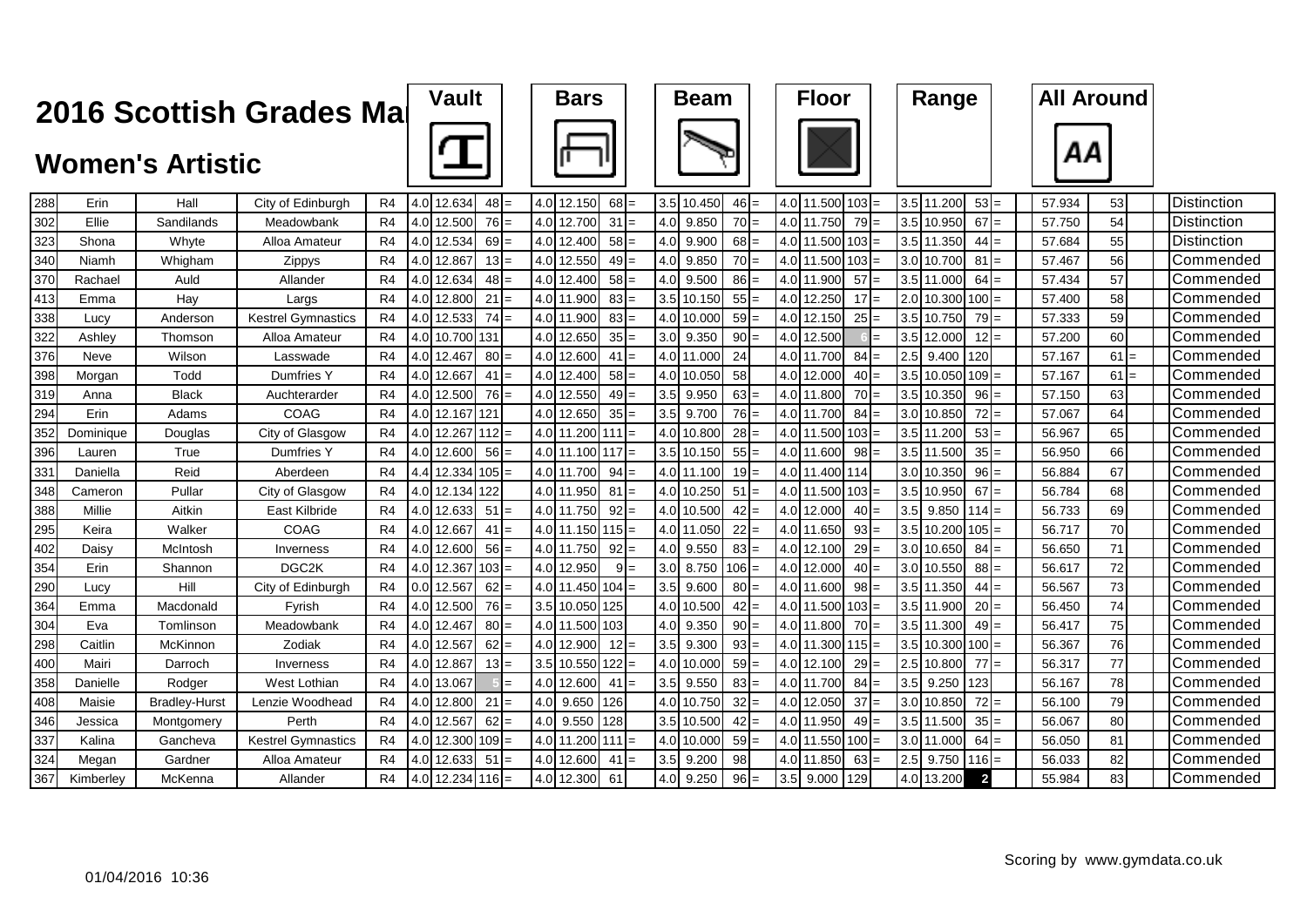# 2016 Scottish Grades Ma

## Women's Artistic

| No. | First Name | Surname | Club | Level | Vault D | Vault Score | Vault Rank | | Bars D | Bars Score | Bars Rank | | Beam D | Beam Score | Beam Rank | | Floor D | Floor Score | Floor Rank | | Range D | Range Score | Range Rank | | All Around | AA Rank | | Award |
|---|---|---|---|---|---|---|---|---|---|---|---|---|---|---|---|---|---|---|---|---|---|---|---|---|---|---|---|---|
| 288 | Erin | Hall | City of Edinburgh | R4 | 4.0 | 12.634 | 48 | = | 4.0 | 12.150 | 68 | = | 3.5 | 10.450 | 46 | = | 4.0 | 11.500 | 103 | = | 3.5 | 11.200 | 53 | = | 57.934 | 53 | | Distinction |
| 302 | Ellie | Sandilands | Meadowbank | R4 | 4.0 | 12.500 | 76 | = | 4.0 | 12.700 | 31 | = | 4.0 | 9.850 | 70 | = | 4.0 | 11.750 | 79 | = | 3.5 | 10.950 | 67 | = | 57.750 | 54 | | Distinction |
| 323 | Shona | Whyte | Alloa Amateur | R4 | 4.0 | 12.534 | 69 | = | 4.0 | 12.400 | 58 | = | 4.0 | 9.900 | 68 | = | 4.0 | 11.500 | 103 | = | 3.5 | 11.350 | 44 | = | 57.684 | 55 | | Distinction |
| 340 | Niamh | Whigham | Zippys | R4 | 4.0 | 12.867 | 13 | = | 4.0 | 12.550 | 49 | = | 4.0 | 9.850 | 70 | = | 4.0 | 11.500 | 103 | = | 3.0 | 10.700 | 81 | = | 57.467 | 56 | | Commended |
| 370 | Rachael | Auld | Allander | R4 | 4.0 | 12.634 | 48 | = | 4.0 | 12.400 | 58 | = | 4.0 | 9.500 | 86 | = | 4.0 | 11.900 | 57 | = | 3.5 | 11.000 | 64 | = | 57.434 | 57 | | Commended |
| 413 | Emma | Hay | Largs | R4 | 4.0 | 12.800 | 21 | = | 4.0 | 11.900 | 83 | = | 3.5 | 10.150 | 55 | = | 4.0 | 12.250 | 17 | = | 2.0 | 10.300 | 100 | = | 57.400 | 58 | | Commended |
| 338 | Lucy | Anderson | Kestrel Gymnastics | R4 | 4.0 | 12.533 | 74 | = | 4.0 | 11.900 | 83 | = | 4.0 | 10.000 | 59 | = | 4.0 | 12.150 | 25 | = | 3.5 | 10.750 | 79 | = | 57.333 | 59 | | Commended |
| 322 | Ashley | Thomson | Alloa Amateur | R4 | 4.0 | 10.700 | 131 | | 4.0 | 12.650 | 35 | = | 3.0 | 9.350 | 90 | = | 4.0 | 12.500 | 6 | = | 3.5 | 12.000 | 12 | = | 57.200 | 60 | | Commended |
| 376 | Neve | Wilson | Lasswade | R4 | 4.0 | 12.467 | 80 | = | 4.0 | 12.600 | 41 | = | 4.0 | 11.000 | 24 | | 4.0 | 11.700 | 84 | = | 2.5 | 9.400 | 120 | | 57.167 | 61 | = | Commended |
| 398 | Morgan | Todd | Dumfries Y | R4 | 4.0 | 12.667 | 41 | = | 4.0 | 12.400 | 58 | = | 4.0 | 10.050 | 58 | | 4.0 | 12.000 | 40 | = | 3.5 | 10.050 | 109 | = | 57.167 | 61 | = | Commended |
| 319 | Anna | Black | Auchterarder | R4 | 4.0 | 12.500 | 76 | = | 4.0 | 12.550 | 49 | = | 3.5 | 9.950 | 63 | = | 4.0 | 11.800 | 70 | = | 3.5 | 10.350 | 96 | = | 57.150 | 63 | | Commended |
| 294 | Erin | Adams | COAG | R4 | 4.0 | 12.167 | 121 | | 4.0 | 12.650 | 35 | = | 3.5 | 9.700 | 76 | = | 4.0 | 11.700 | 84 | = | 3.0 | 10.850 | 72 | = | 57.067 | 64 | | Commended |
| 352 | Dominique | Douglas | City of Glasgow | R4 | 4.0 | 12.267 | 112 | = | 4.0 | 11.200 | 111 | = | 4.0 | 10.800 | 28 | = | 4.0 | 11.500 | 103 | = | 3.5 | 11.200 | 53 | = | 56.967 | 65 | | Commended |
| 396 | Lauren | True | Dumfries Y | R4 | 4.0 | 12.600 | 56 | = | 4.0 | 11.100 | 117 | = | 3.5 | 10.150 | 55 | = | 4.0 | 11.600 | 98 | = | 3.5 | 11.500 | 35 | = | 56.950 | 66 | | Commended |
| 331 | Daniella | Reid | Aberdeen | R4 | 4.4 | 12.334 | 105 | = | 4.0 | 11.700 | 94 | = | 4.0 | 11.100 | 19 | = | 4.0 | 11.400 | 114 | | 3.0 | 10.350 | 96 | = | 56.884 | 67 | | Commended |
| 348 | Cameron | Pullar | City of Glasgow | R4 | 4.0 | 12.134 | 122 | | 4.0 | 11.950 | 81 | = | 4.0 | 10.250 | 51 | = | 4.0 | 11.500 | 103 | = | 3.5 | 10.950 | 67 | = | 56.784 | 68 | | Commended |
| 388 | Millie | Aitkin | East Kilbride | R4 | 4.0 | 12.633 | 51 | = | 4.0 | 11.750 | 92 | = | 4.0 | 10.500 | 42 | = | 4.0 | 12.000 | 40 | = | 3.5 | 9.850 | 114 | = | 56.733 | 69 | | Commended |
| 295 | Keira | Walker | COAG | R4 | 4.0 | 12.667 | 41 | = | 4.0 | 11.150 | 115 | = | 4.0 | 11.050 | 22 | = | 4.0 | 11.650 | 93 | = | 3.5 | 10.200 | 105 | = | 56.717 | 70 | | Commended |
| 402 | Daisy | McIntosh | Inverness | R4 | 4.0 | 12.600 | 56 | = | 4.0 | 11.750 | 92 | = | 4.0 | 9.550 | 83 | = | 4.0 | 12.100 | 29 | = | 3.0 | 10.650 | 84 | = | 56.650 | 71 | | Commended |
| 354 | Erin | Shannon | DGC2K | R4 | 4.0 | 12.367 | 103 | = | 4.0 | 12.950 | 9 | = | 3.0 | 8.750 | 106 | = | 4.0 | 12.000 | 40 | = | 3.0 | 10.550 | 88 | = | 56.617 | 72 | | Commended |
| 290 | Lucy | Hill | City of Edinburgh | R4 | 0.0 | 12.567 | 62 | = | 4.0 | 11.450 | 104 | = | 3.5 | 9.600 | 80 | = | 4.0 | 11.600 | 98 | = | 3.5 | 11.350 | 44 | = | 56.567 | 73 | | Commended |
| 364 | Emma | Macdonald | Fyrish | R4 | 4.0 | 12.500 | 76 | = | 3.5 | 10.050 | 125 | | 4.0 | 10.500 | 42 | = | 4.0 | 11.500 | 103 | = | 3.5 | 11.900 | 20 | = | 56.450 | 74 | | Commended |
| 304 | Eva | Tomlinson | Meadowbank | R4 | 4.0 | 12.467 | 80 | = | 4.0 | 11.500 | 103 | | 4.0 | 9.350 | 90 | = | 4.0 | 11.800 | 70 | = | 3.5 | 11.300 | 49 | = | 56.417 | 75 | | Commended |
| 298 | Caitlin | McKinnon | Zodiak | R4 | 4.0 | 12.567 | 62 | = | 4.0 | 12.900 | 12 | = | 3.5 | 9.300 | 93 | = | 4.0 | 11.300 | 115 | = | 3.5 | 10.300 | 100 | = | 56.367 | 76 | | Commended |
| 400 | Mairi | Darroch | Inverness | R4 | 4.0 | 12.867 | 13 | = | 3.5 | 10.550 | 122 | = | 4.0 | 10.000 | 59 | = | 4.0 | 12.100 | 29 | = | 2.5 | 10.800 | 77 | = | 56.317 | 77 | | Commended |
| 358 | Danielle | Rodger | West Lothian | R4 | 4.0 | 13.067 | 5 | = | 4.0 | 12.600 | 41 | = | 3.5 | 9.550 | 83 | = | 4.0 | 11.700 | 84 | = | 3.5 | 9.250 | 123 | | 56.167 | 78 | | Commended |
| 408 | Maisie | Bradley-Hurst | Lenzie Woodhead | R4 | 4.0 | 12.800 | 21 | = | 4.0 | 9.650 | 126 | | 4.0 | 10.750 | 32 | = | 4.0 | 12.050 | 37 | = | 3.0 | 10.850 | 72 | = | 56.100 | 79 | | Commended |
| 346 | Jessica | Montgomery | Perth | R4 | 4.0 | 12.567 | 62 | = | 4.0 | 9.550 | 128 | | 3.5 | 10.500 | 42 | = | 4.0 | 11.950 | 49 | = | 3.5 | 11.500 | 35 | = | 56.067 | 80 | | Commended |
| 337 | Kalina | Gancheva | Kestrel Gymnastics | R4 | 4.0 | 12.300 | 109 | = | 4.0 | 11.200 | 111 | = | 4.0 | 10.000 | 59 | = | 4.0 | 11.550 | 100 | = | 3.0 | 11.000 | 64 | = | 56.050 | 81 | | Commended |
| 324 | Megan | Gardner | Alloa Amateur | R4 | 4.0 | 12.633 | 51 | = | 4.0 | 12.600 | 41 | = | 3.5 | 9.200 | 98 | | 4.0 | 11.850 | 63 | = | 2.5 | 9.750 | 116 | = | 56.033 | 82 | | Commended |
| 367 | Kimberley | McKenna | Allander | R4 | 4.0 | 12.234 | 116 | = | 4.0 | 12.300 | 61 | | 4.0 | 9.250 | 96 | = | 3.5 | 9.000 | 129 | | 4.0 | 13.200 | 2 | | 55.984 | 83 | | Commended |

01/04/2016 10:36

Scoring by www.gymdata.co.uk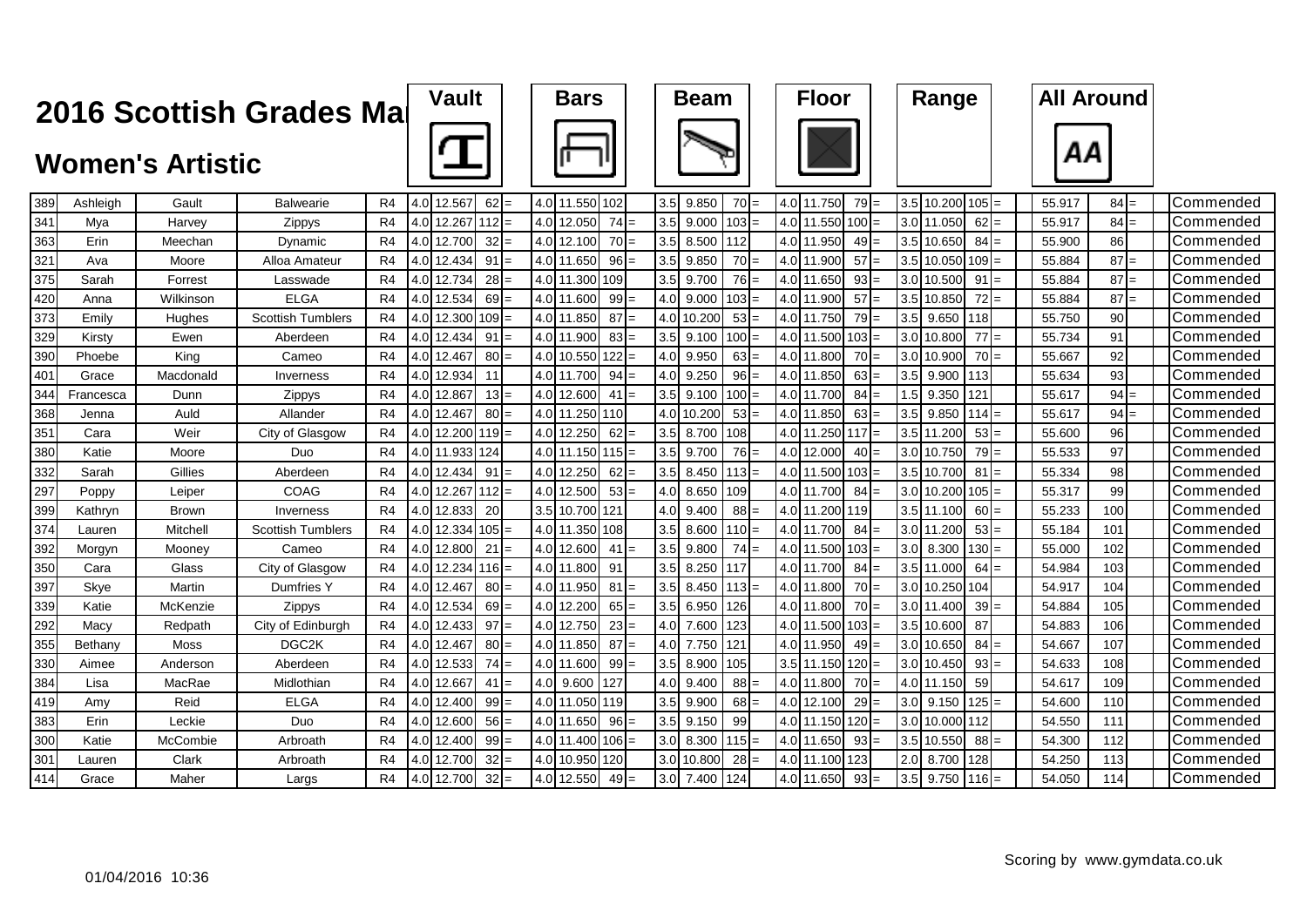# 2016 Scottish Grades Ma

## Women's Artistic

| No. | First Name | Surname | Club | Grade | Vault SV | Vault | Vault Pos | | Bars SV | Bars | Bars Pos | | Beam SV | Beam | Beam Pos | | Floor SV | Floor | Floor Pos | | Range SV | Range | Range Pos | | All Around | AA Pos | | Award |
|---|---|---|---|---|---|---|---|---|---|---|---|---|---|---|---|---|---|---|---|---|---|---|---|---|---|---|---|---|
| 389 | Ashleigh | Gault | Balwearie | R4 | 4.0 | 12.567 | 62 | = | 4.0 | 11.550 | 102 | | 3.5 | 9.850 | 70 | = | 4.0 | 11.750 | 79 | = | 3.5 | 10.200 | 105 | = | 55.917 | 84 | = | Commended |
| 341 | Mya | Harvey | Zippys | R4 | 4.0 | 12.267 | 112 | = | 4.0 | 12.050 | 74 | = | 3.5 | 9.000 | 103 | = | 4.0 | 11.550 | 100 | = | 3.0 | 11.050 | 62 | = | 55.917 | 84 | = | Commended |
| 363 | Erin | Meechan | Dynamic | R4 | 4.0 | 12.700 | 32 | = | 4.0 | 12.100 | 70 | = | 3.5 | 8.500 | 112 | | 4.0 | 11.950 | 49 | = | 3.5 | 10.650 | 84 | = | 55.900 | 86 | | Commended |
| 321 | Ava | Moore | Alloa Amateur | R4 | 4.0 | 12.434 | 91 | = | 4.0 | 11.650 | 96 | = | 3.5 | 9.850 | 70 | = | 4.0 | 11.900 | 57 | = | 3.5 | 10.050 | 109 | = | 55.884 | 87 | = | Commended |
| 375 | Sarah | Forrest | Lasswade | R4 | 4.0 | 12.734 | 28 | = | 4.0 | 11.300 | 109 | | 3.5 | 9.700 | 76 | = | 4.0 | 11.650 | 93 | = | 3.0 | 10.500 | 91 | = | 55.884 | 87 | = | Commended |
| 420 | Anna | Wilkinson | ELGA | R4 | 4.0 | 12.534 | 69 | = | 4.0 | 11.600 | 99 | = | 4.0 | 9.000 | 103 | = | 4.0 | 11.900 | 57 | = | 3.5 | 10.850 | 72 | = | 55.884 | 87 | = | Commended |
| 373 | Emily | Hughes | Scottish Tumblers | R4 | 4.0 | 12.300 | 109 | = | 4.0 | 11.850 | 87 | = | 4.0 | 10.200 | 53 | = | 4.0 | 11.750 | 79 | = | 3.5 | 9.650 | 118 | | 55.750 | 90 | | Commended |
| 329 | Kirsty | Ewen | Aberdeen | R4 | 4.0 | 12.434 | 91 | = | 4.0 | 11.900 | 83 | = | 3.5 | 9.100 | 100 | = | 4.0 | 11.500 | 103 | = | 3.0 | 10.800 | 77 | = | 55.734 | 91 | | Commended |
| 390 | Phoebe | King | Cameo | R4 | 4.0 | 12.467 | 80 | = | 4.0 | 10.550 | 122 | = | 4.0 | 9.950 | 63 | = | 4.0 | 11.800 | 70 | = | 3.0 | 10.900 | 70 | = | 55.667 | 92 | | Commended |
| 401 | Grace | Macdonald | Inverness | R4 | 4.0 | 12.934 | 11 | | 4.0 | 11.700 | 94 | = | 4.0 | 9.250 | 96 | = | 4.0 | 11.850 | 63 | = | 3.5 | 9.900 | 113 | | 55.634 | 93 | | Commended |
| 344 | Francesca | Dunn | Zippys | R4 | 4.0 | 12.867 | 13 | = | 4.0 | 12.600 | 41 | = | 3.5 | 9.100 | 100 | = | 4.0 | 11.700 | 84 | = | 1.5 | 9.350 | 121 | | 55.617 | 94 | = | Commended |
| 368 | Jenna | Auld | Allander | R4 | 4.0 | 12.467 | 80 | = | 4.0 | 11.250 | 110 | | 4.0 | 10.200 | 53 | = | 4.0 | 11.850 | 63 | = | 3.5 | 9.850 | 114 | = | 55.617 | 94 | = | Commended |
| 351 | Cara | Weir | City of Glasgow | R4 | 4.0 | 12.200 | 119 | = | 4.0 | 12.250 | 62 | = | 3.5 | 8.700 | 108 | | 4.0 | 11.250 | 117 | = | 3.5 | 11.200 | 53 | = | 55.600 | 96 | | Commended |
| 380 | Katie | Moore | Duo | R4 | 4.0 | 11.933 | 124 | | 4.0 | 11.150 | 115 | = | 3.5 | 9.700 | 76 | = | 4.0 | 12.000 | 40 | = | 3.0 | 10.750 | 79 | = | 55.533 | 97 | | Commended |
| 332 | Sarah | Gillies | Aberdeen | R4 | 4.0 | 12.434 | 91 | = | 4.0 | 12.250 | 62 | = | 3.5 | 8.450 | 113 | = | 4.0 | 11.500 | 103 | = | 3.5 | 10.700 | 81 | = | 55.334 | 98 | | Commended |
| 297 | Poppy | Leiper | COAG | R4 | 4.0 | 12.267 | 112 | = | 4.0 | 12.500 | 53 | = | 4.0 | 8.650 | 109 | | 4.0 | 11.700 | 84 | = | 3.0 | 10.200 | 105 | = | 55.317 | 99 | | Commended |
| 399 | Kathryn | Brown | Inverness | R4 | 4.0 | 12.833 | 20 | | 3.5 | 10.700 | 121 | | 4.0 | 9.400 | 88 | = | 4.0 | 11.200 | 119 | | 3.5 | 11.100 | 60 | = | 55.233 | 100 | | Commended |
| 374 | Lauren | Mitchell | Scottish Tumblers | R4 | 4.0 | 12.334 | 105 | = | 4.0 | 11.350 | 108 | | 3.5 | 8.600 | 110 | = | 4.0 | 11.700 | 84 | = | 3.0 | 11.200 | 53 | = | 55.184 | 101 | | Commended |
| 392 | Morgyn | Mooney | Cameo | R4 | 4.0 | 12.800 | 21 | = | 4.0 | 12.600 | 41 | = | 3.5 | 9.800 | 74 | = | 4.0 | 11.500 | 103 | = | 3.0 | 8.300 | 130 | = | 55.000 | 102 | | Commended |
| 350 | Cara | Glass | City of Glasgow | R4 | 4.0 | 12.234 | 116 | = | 4.0 | 11.800 | 91 | | 3.5 | 8.250 | 117 | | 4.0 | 11.700 | 84 | = | 3.5 | 11.000 | 64 | = | 54.984 | 103 | | Commended |
| 397 | Skye | Martin | Dumfries Y | R4 | 4.0 | 12.467 | 80 | = | 4.0 | 11.950 | 81 | = | 3.5 | 8.450 | 113 | = | 4.0 | 11.800 | 70 | = | 3.0 | 10.250 | 104 | | 54.917 | 104 | | Commended |
| 339 | Katie | McKenzie | Zippys | R4 | 4.0 | 12.534 | 69 | = | 4.0 | 12.200 | 65 | = | 3.5 | 6.950 | 126 | | 4.0 | 11.800 | 70 | = | 3.0 | 11.400 | 39 | = | 54.884 | 105 | | Commended |
| 292 | Macy | Redpath | City of Edinburgh | R4 | 4.0 | 12.433 | 97 | = | 4.0 | 12.750 | 23 | = | 4.0 | 7.600 | 123 | | 4.0 | 11.500 | 103 | = | 3.5 | 10.600 | 87 | | 54.883 | 106 | | Commended |
| 355 | Bethany | Moss | DGC2K | R4 | 4.0 | 12.467 | 80 | = | 4.0 | 11.850 | 87 | = | 4.0 | 7.750 | 121 | | 4.0 | 11.950 | 49 | = | 3.0 | 10.650 | 84 | = | 54.667 | 107 | | Commended |
| 330 | Aimee | Anderson | Aberdeen | R4 | 4.0 | 12.533 | 74 | = | 4.0 | 11.600 | 99 | = | 3.5 | 8.900 | 105 | | 3.5 | 11.150 | 120 | = | 3.0 | 10.450 | 93 | = | 54.633 | 108 | | Commended |
| 384 | Lisa | MacRae | Midlothian | R4 | 4.0 | 12.667 | 41 | = | 4.0 | 9.600 | 127 | | 4.0 | 9.400 | 88 | = | 4.0 | 11.800 | 70 | = | 4.0 | 11.150 | 59 | | 54.617 | 109 | | Commended |
| 419 | Amy | Reid | ELGA | R4 | 4.0 | 12.400 | 99 | = | 4.0 | 11.050 | 119 | | 3.5 | 9.900 | 68 | = | 4.0 | 12.100 | 29 | = | 3.0 | 9.150 | 125 | = | 54.600 | 110 | | Commended |
| 383 | Erin | Leckie | Duo | R4 | 4.0 | 12.600 | 56 | = | 4.0 | 11.650 | 96 | = | 3.5 | 9.150 | 99 | | 4.0 | 11.150 | 120 | = | 3.0 | 10.000 | 112 | | 54.550 | 111 | | Commended |
| 300 | Katie | McCombie | Arbroath | R4 | 4.0 | 12.400 | 99 | = | 4.0 | 11.400 | 106 | = | 3.0 | 8.300 | 115 | = | 4.0 | 11.650 | 93 | = | 3.5 | 10.550 | 88 | = | 54.300 | 112 | | Commended |
| 301 | Lauren | Clark | Arbroath | R4 | 4.0 | 12.700 | 32 | = | 4.0 | 10.950 | 120 | | 3.0 | 10.800 | 28 | = | 4.0 | 11.100 | 123 | | 2.0 | 8.700 | 128 | | 54.250 | 113 | | Commended |
| 414 | Grace | Maher | Largs | R4 | 4.0 | 12.700 | 32 | = | 4.0 | 12.550 | 49 | = | 3.0 | 7.400 | 124 | | 4.0 | 11.650 | 93 | = | 3.5 | 9.750 | 116 | = | 54.050 | 114 | | Commended |

01/04/2016 10:36

Scoring by www.gymdata.co.uk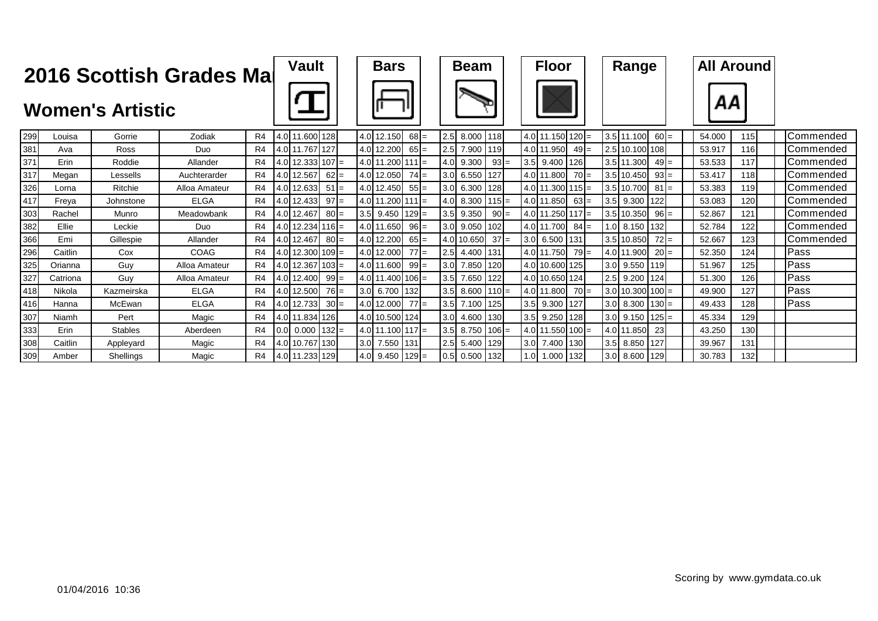# 2016 Scottish Grades Ma

## Women's Artistic

| | | | | | Vault | | | | | Bars | | | | | Beam | | | | | Floor | | | | | Range | | | | | All Around | | |
|---|---|---|---|---|---|---|---|---|---|---|---|---|---|---|---|---|---|---|---|---|---|---|---|---|---|---|---|---|---|---|---|---|
| 299 | Louisa | Gorrie | Zodiak | R4 | 4.0 | 11.600 | 128 | | 4.0 | 12.150 | 68 | = | 2.5 | 8.000 | 118 | | 4.0 | 11.150 | 120 | = | 3.5 | 11.100 | 60 | = | 54.000 | 115 | Commended |
| 381 | Ava | Ross | Duo | R4 | 4.0 | 11.767 | 127 | | 4.0 | 12.200 | 65 | = | 2.5 | 7.900 | 119 | | 4.0 | 11.950 | 49 | = | 2.5 | 10.100 | 108 | | 53.917 | 116 | Commended |
| 371 | Erin | Roddie | Allander | R4 | 4.0 | 12.333 | 107 | = | 4.0 | 11.200 | 111 | = | 4.0 | 9.300 | 93 | = | 3.5 | 9.400 | 126 | | 3.5 | 11.300 | 49 | = | 53.533 | 117 | Commended |
| 317 | Megan | Lessells | Auchterarder | R4 | 4.0 | 12.567 | 62 | = | 4.0 | 12.050 | 74 | = | 3.0 | 6.550 | 127 | | 4.0 | 11.800 | 70 | = | 3.5 | 10.450 | 93 | = | 53.417 | 118 | Commended |
| 326 | Lorna | Ritchie | Alloa Amateur | R4 | 4.0 | 12.633 | 51 | = | 4.0 | 12.450 | 55 | = | 3.0 | 6.300 | 128 | | 4.0 | 11.300 | 115 | = | 3.5 | 10.700 | 81 | = | 53.383 | 119 | Commended |
| 417 | Freya | Johnstone | ELGA | R4 | 4.0 | 12.433 | 97 | = | 4.0 | 11.200 | 111 | = | 4.0 | 8.300 | 115 | = | 4.0 | 11.850 | 63 | = | 3.5 | 9.300 | 122 | | 53.083 | 120 | Commended |
| 303 | Rachel | Munro | Meadowbank | R4 | 4.0 | 12.467 | 80 | = | 3.5 | 9.450 | 129 | = | 3.5 | 9.350 | 90 | = | 4.0 | 11.250 | 117 | = | 3.5 | 10.350 | 96 | = | 52.867 | 121 | Commended |
| 382 | Ellie | Leckie | Duo | R4 | 4.0 | 12.234 | 116 | = | 4.0 | 11.650 | 96 | = | 3.0 | 9.050 | 102 | | 4.0 | 11.700 | 84 | = | 1.0 | 8.150 | 132 | | 52.784 | 122 | Commended |
| 366 | Emi | Gillespie | Allander | R4 | 4.0 | 12.467 | 80 | = | 4.0 | 12.200 | 65 | = | 4.0 | 10.650 | 37 | = | 3.0 | 6.500 | 131 | | 3.5 | 10.850 | 72 | = | 52.667 | 123 | Commended |
| 296 | Caitlin | Cox | COAG | R4 | 4.0 | 12.300 | 109 | = | 4.0 | 12.000 | 77 | = | 2.5 | 4.400 | 131 | | 4.0 | 11.750 | 79 | = | 4.0 | 11.900 | 20 | = | 52.350 | 124 | Pass |
| 325 | Orianna | Guy | Alloa Amateur | R4 | 4.0 | 12.367 | 103 | = | 4.0 | 11.600 | 99 | = | 3.0 | 7.850 | 120 | | 4.0 | 10.600 | 125 | | 3.0 | 9.550 | 119 | | 51.967 | 125 | Pass |
| 327 | Catriona | Guy | Alloa Amateur | R4 | 4.0 | 12.400 | 99 | = | 4.0 | 11.400 | 106 | = | 3.5 | 7.650 | 122 | | 4.0 | 10.650 | 124 | | 2.5 | 9.200 | 124 | | 51.300 | 126 | Pass |
| 418 | Nikola | Kazmeirska | ELGA | R4 | 4.0 | 12.500 | 76 | = | 3.0 | 6.700 | 132 | | 3.5 | 8.600 | 110 | = | 4.0 | 11.800 | 70 | = | 3.0 | 10.300 | 100 | = | 49.900 | 127 | Pass |
| 416 | Hanna | McEwan | ELGA | R4 | 4.0 | 12.733 | 30 | = | 4.0 | 12.000 | 77 | = | 3.5 | 7.100 | 125 | | 3.5 | 9.300 | 127 | | 3.0 | 8.300 | 130 | = | 49.433 | 128 | Pass |
| 307 | Niamh | Pert | Magic | R4 | 4.0 | 11.834 | 126 | | 4.0 | 10.500 | 124 | | 3.0 | 4.600 | 130 | | 3.5 | 9.250 | 128 | | 3.0 | 9.150 | 125 | = | 45.334 | 129 | |
| 333 | Erin | Stables | Aberdeen | R4 | 0.0 | 0.000 | 132 | = | 4.0 | 11.100 | 117 | = | 3.5 | 8.750 | 106 | = | 4.0 | 11.550 | 100 | = | 4.0 | 11.850 | 23 | | 43.250 | 130 | |
| 308 | Caitlin | Appleyard | Magic | R4 | 4.0 | 10.767 | 130 | | 3.0 | 7.550 | 131 | | 2.5 | 5.400 | 129 | | 3.0 | 7.400 | 130 | | 3.5 | 8.850 | 127 | | 39.967 | 131 | |
| 309 | Amber | Shellings | Magic | R4 | 4.0 | 11.233 | 129 | | 4.0 | 9.450 | 129 | = | 0.5 | 0.500 | 132 | | 1.0 | 1.000 | 132 | | 3.0 | 8.600 | 129 | | 30.783 | 132 | |

01/04/2016 10:36

Scoring by www.gymdata.co.uk